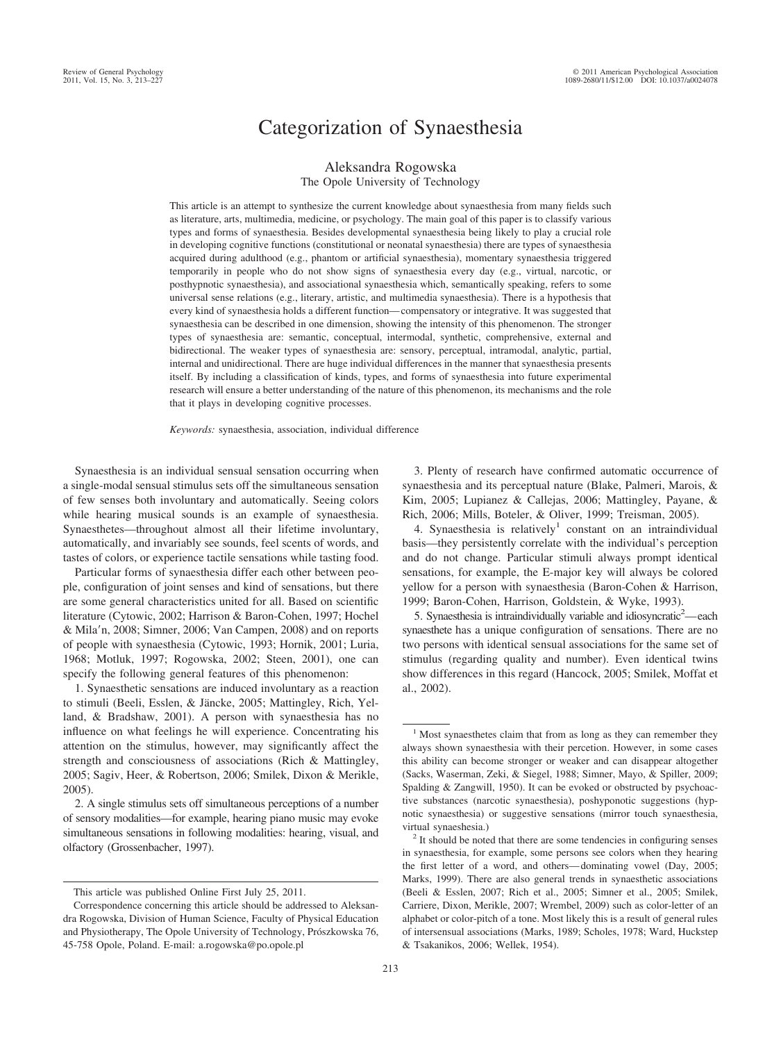# Categorization of Synaesthesia

Aleksandra Rogowska
The Opole University of Technology

This article is an attempt to synthesize the current knowledge about synaesthesia from many fields such as literature, arts, multimedia, medicine, or psychology. The main goal of this paper is to classify various types and forms of synaesthesia. Besides developmental synaesthesia being likely to play a crucial role in developing cognitive functions (constitutional or neonatal synaesthesia) there are types of synaesthesia acquired during adulthood (e.g., phantom or artificial synaesthesia), momentary synaesthesia triggered temporarily in people who do not show signs of synaesthesia every day (e.g., virtual, narcotic, or posthypnotic synaesthesia), and associational synaesthesia which, semantically speaking, refers to some universal sense relations (e.g., literary, artistic, and multimedia synaesthesia). There is a hypothesis that every kind of synaesthesia holds a different function—compensatory or integrative. It was suggested that synaesthesia can be described in one dimension, showing the intensity of this phenomenon. The stronger types of synaesthesia are: semantic, conceptual, intermodal, synthetic, comprehensive, external and bidirectional. The weaker types of synaesthesia are: sensory, perceptual, intramodal, analytic, partial, internal and unidirectional. There are huge individual differences in the manner that synaesthesia presents itself. By including a classification of kinds, types, and forms of synaesthesia into future experimental research will ensure a better understanding of the nature of this phenomenon, its mechanisms and the role that it plays in developing cognitive processes.

*Keywords:* synaesthesia, association, individual difference

Synaesthesia is an individual sensual sensation occurring when a single-modal sensual stimulus sets off the simultaneous sensation of few senses both involuntary and automatically. Seeing colors while hearing musical sounds is an example of synaesthesia. Synaesthetes—throughout almost all their lifetime involuntary, automatically, and invariably see sounds, feel scents of words, and tastes of colors, or experience tactile sensations while tasting food.

Particular forms of synaesthesia differ each other between people, configuration of joint senses and kind of sensations, but there are some general characteristics united for all. Based on scientific literature (Cytowic, 2002; Harrison & Baron-Cohen, 1997; Hochel & Mila′n, 2008; Simner, 2006; Van Campen, 2008) and on reports of people with synaesthesia (Cytowic, 1993; Hornik, 2001; Luria, 1968; Motluk, 1997; Rogowska, 2002; Steen, 2001), one can specify the following general features of this phenomenon:

1. Synaesthetic sensations are induced involuntary as a reaction to stimuli (Beeli, Esslen, & Jäncke, 2005; Mattingley, Rich, Yelland, & Bradshaw, 2001). A person with synaesthesia has no influence on what feelings he will experience. Concentrating his attention on the stimulus, however, may significantly affect the strength and consciousness of associations (Rich & Mattingley, 2005; Sagiv, Heer, & Robertson, 2006; Smilek, Dixon & Merikle, 2005).

2. A single stimulus sets off simultaneous perceptions of a number of sensory modalities—for example, hearing piano music may evoke simultaneous sensations in following modalities: hearing, visual, and olfactory (Grossenbacher, 1997).

3. Plenty of research have confirmed automatic occurrence of synaesthesia and its perceptual nature (Blake, Palmeri, Marois, & Kim, 2005; Lupianez & Callejas, 2006; Mattingley, Payane, & Rich, 2006; Mills, Boteler, & Oliver, 1999; Treisman, 2005).

4. Synaesthesia is relatively[1] constant on an intraindividual basis—they persistently correlate with the individual's perception and do not change. Particular stimuli always prompt identical sensations, for example, the E-major key will always be colored yellow for a person with synaesthesia (Baron-Cohen & Harrison, 1999; Baron-Cohen, Harrison, Goldstein, & Wyke, 1993).

5. Synaesthesia is intraindividually variable and idiosyncratic[2]—each synaesthete has a unique configuration of sensations. There are no two persons with identical sensual associations for the same set of stimulus (regarding quality and number). Even identical twins show differences in this regard (Hancock, 2005; Smilek, Moffat et al., 2002).

---

[1] Most synaesthetes claim that from as long as they can remember they always shown synaesthesia with their percetion. However, in some cases this ability can become stronger or weaker and can disappear altogether (Sacks, Waserman, Zeki, & Siegel, 1988; Simner, Mayo, & Spiller, 2009; Spalding & Zangwill, 1950). It can be evoked or obstructed by psychoactive substances (narcotic synaesthesia), poshyponotic suggestions (hypnotic synaesthesia) or suggestive sensations (mirror touch synaesthesia, virtual synaeshesia.)

[2] It should be noted that there are some tendencies in configuring senses in synaesthesia, for example, some persons see colors when they hearing the first letter of a word, and others—dominating vowel (Day, 2005; Marks, 1999). There are also general trends in synaesthetic associations (Beeli & Esslen, 2007; Rich et al., 2005; Simner et al., 2005; Smilek, Carriere, Dixon, Merikle, 2007; Wrembel, 2009) such as color-letter of an alphabet or color-pitch of a tone. Most likely this is a result of general rules of intersensual associations (Marks, 1989; Scholes, 1978; Ward, Huckstep & Tsakanikos, 2006; Wellek, 1954).

This article was published Online First July 25, 2011.

Correspondence concerning this article should be addressed to Aleksandra Rogowska, Division of Human Science, Faculty of Physical Education and Physiotherapy, The Opole University of Technology, Prószkowska 76, 45-758 Opole, Poland. E-mail: a.rogowska@po.opole.pl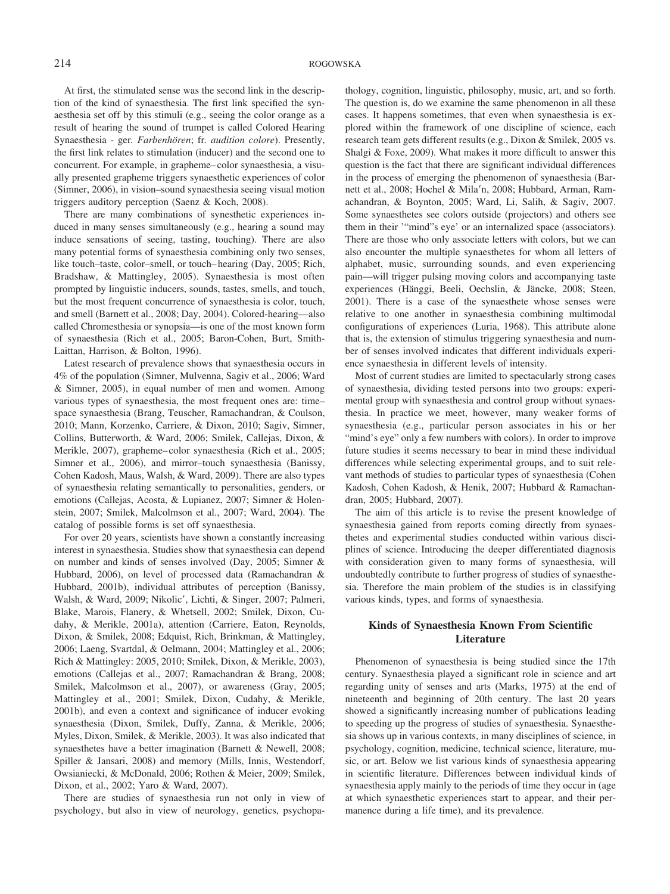At first, the stimulated sense was the second link in the description of the kind of synaesthesia. The first link specified the synaesthesia set off by this stimuli (e.g., seeing the color orange as a result of hearing the sound of trumpet is called Colored Hearing Synaesthesia - ger. *Farbenhören*; fr. *audition colore*). Presently, the first link relates to stimulation (inducer) and the second one to concurrent. For example, in grapheme–color synaesthesia, a visually presented grapheme triggers synaesthetic experiences of color (Simner, 2006), in vision–sound synaesthesia seeing visual motion triggers auditory perception (Saenz & Koch, 2008).

There are many combinations of synesthetic experiences induced in many senses simultaneously (e.g., hearing a sound may induce sensations of seeing, tasting, touching). There are also many potential forms of synaesthesia combining only two senses, like touch–taste, color–smell, or touch–hearing (Day, 2005; Rich, Bradshaw, & Mattingley, 2005). Synaesthesia is most often prompted by linguistic inducers, sounds, tastes, smells, and touch, but the most frequent concurrence of synaesthesia is color, touch, and smell (Barnett et al., 2008; Day, 2004). Colored-hearing—also called Chromesthesia or synopsia—is one of the most known form of synaesthesia (Rich et al., 2005; Baron-Cohen, Burt, Smith-Laittan, Harrison, & Bolton, 1996).

Latest research of prevalence shows that synaesthesia occurs in 4% of the population (Simner, Mulvenna, Sagiv et al., 2006; Ward & Simner, 2005), in equal number of men and women. Among various types of synaesthesia, the most frequent ones are: time–space synaesthesia (Brang, Teuscher, Ramachandran, & Coulson, 2010; Mann, Korzenko, Carriere, & Dixon, 2010; Sagiv, Simner, Collins, Butterworth, & Ward, 2006; Smilek, Callejas, Dixon, & Merikle, 2007), grapheme–color synaesthesia (Rich et al., 2005; Simner et al., 2006), and mirror–touch synaesthesia (Banissy, Cohen Kadosh, Maus, Walsh, & Ward, 2009). There are also types of synaesthesia relating semantically to personalities, genders, or emotions (Callejas, Acosta, & Lupianez, 2007; Simner & Holenstein, 2007; Smilek, Malcolmson et al., 2007; Ward, 2004). The catalog of possible forms is set off synaesthesia.

For over 20 years, scientists have shown a constantly increasing interest in synaesthesia. Studies show that synaesthesia can depend on number and kinds of senses involved (Day, 2005; Simner & Hubbard, 2006), on level of processed data (Ramachandran & Hubbard, 2001b), individual attributes of perception (Banissy, Walsh, & Ward, 2009; Nikolic′, Lichti, & Singer, 2007; Palmeri, Blake, Marois, Flanery, & Whetsell, 2002; Smilek, Dixon, Cudahy, & Merikle, 2001a), attention (Carriere, Eaton, Reynolds, Dixon, & Smilek, 2008; Edquist, Rich, Brinkman, & Mattingley, 2006; Laeng, Svartdal, & Oelmann, 2004; Mattingley et al., 2006; Rich & Mattingley: 2005, 2010; Smilek, Dixon, & Merikle, 2003), emotions (Callejas et al., 2007; Ramachandran & Brang, 2008; Smilek, Malcolmson et al., 2007), or awareness (Gray, 2005; Mattingley et al., 2001; Smilek, Dixon, Cudahy, & Merikle, 2001b), and even a context and significance of inducer evoking synaesthesia (Dixon, Smilek, Duffy, Zanna, & Merikle, 2006; Myles, Dixon, Smilek, & Merikle, 2003). It was also indicated that synaesthetes have a better imagination (Barnett & Newell, 2008; Spiller & Jansari, 2008) and memory (Mills, Innis, Westendorf, Owsianiecki, & McDonald, 2006; Rothen & Meier, 2009; Smilek, Dixon, et al., 2002; Yaro & Ward, 2007).

There are studies of synaesthesia run not only in view of psychology, but also in view of neurology, genetics, psychopathology, cognition, linguistic, philosophy, music, art, and so forth. The question is, do we examine the same phenomenon in all these cases. It happens sometimes, that even when synaesthesia is explored within the framework of one discipline of science, each research team gets different results (e.g., Dixon & Smilek, 2005 vs. Shalgi & Foxe, 2009). What makes it more difficult to answer this question is the fact that there are significant individual differences in the process of emerging the phenomenon of synaesthesia (Barnett et al., 2008; Hochel & Mila′n, 2008; Hubbard, Arman, Ramachandran, & Boynton, 2005; Ward, Li, Salih, & Sagiv, 2007. Some synaesthetes see colors outside (projectors) and others see them in their '"mind"s eye' or an internalized space (associators). There are those who only associate letters with colors, but we can also encounter the multiple synaesthetes for whom all letters of alphabet, music, surrounding sounds, and even experiencing pain—will trigger pulsing moving colors and accompanying taste experiences (Hänggi, Beeli, Oechslin, & Jäncke, 2008; Steen, 2001). There is a case of the synaesthete whose senses were relative to one another in synaesthesia combining multimodal configurations of experiences (Luria, 1968). This attribute alone that is, the extension of stimulus triggering synaesthesia and number of senses involved indicates that different individuals experience synaesthesia in different levels of intensity.

Most of current studies are limited to spectacularly strong cases of synaesthesia, dividing tested persons into two groups: experimental group with synaesthesia and control group without synaesthesia. In practice we meet, however, many weaker forms of synaesthesia (e.g., particular person associates in his or her "mind's eye" only a few numbers with colors). In order to improve future studies it seems necessary to bear in mind these individual differences while selecting experimental groups, and to suit relevant methods of studies to particular types of synaesthesia (Cohen Kadosh, Cohen Kadosh, & Henik, 2007; Hubbard & Ramachandran, 2005; Hubbard, 2007).

The aim of this article is to revise the present knowledge of synaesthesia gained from reports coming directly from synaesthetes and experimental studies conducted within various disciplines of science. Introducing the deeper differentiated diagnosis with consideration given to many forms of synaesthesia, will undoubtedly contribute to further progress of studies of synaesthesia. Therefore the main problem of the studies is in classifying various kinds, types, and forms of synaesthesia.

## Kinds of Synaesthesia Known From Scientific Literature

Phenomenon of synaesthesia is being studied since the 17th century. Synaesthesia played a significant role in science and art regarding unity of senses and arts (Marks, 1975) at the end of nineteenth and beginning of 20th century. The last 20 years showed a significantly increasing number of publications leading to speeding up the progress of studies of synaesthesia. Synaesthesia shows up in various contexts, in many disciplines of science, in psychology, cognition, medicine, technical science, literature, music, or art. Below we list various kinds of synaesthesia appearing in scientific literature. Differences between individual kinds of synaesthesia apply mainly to the periods of time they occur in (age at which synaesthetic experiences start to appear, and their permanence during a life time), and its prevalence.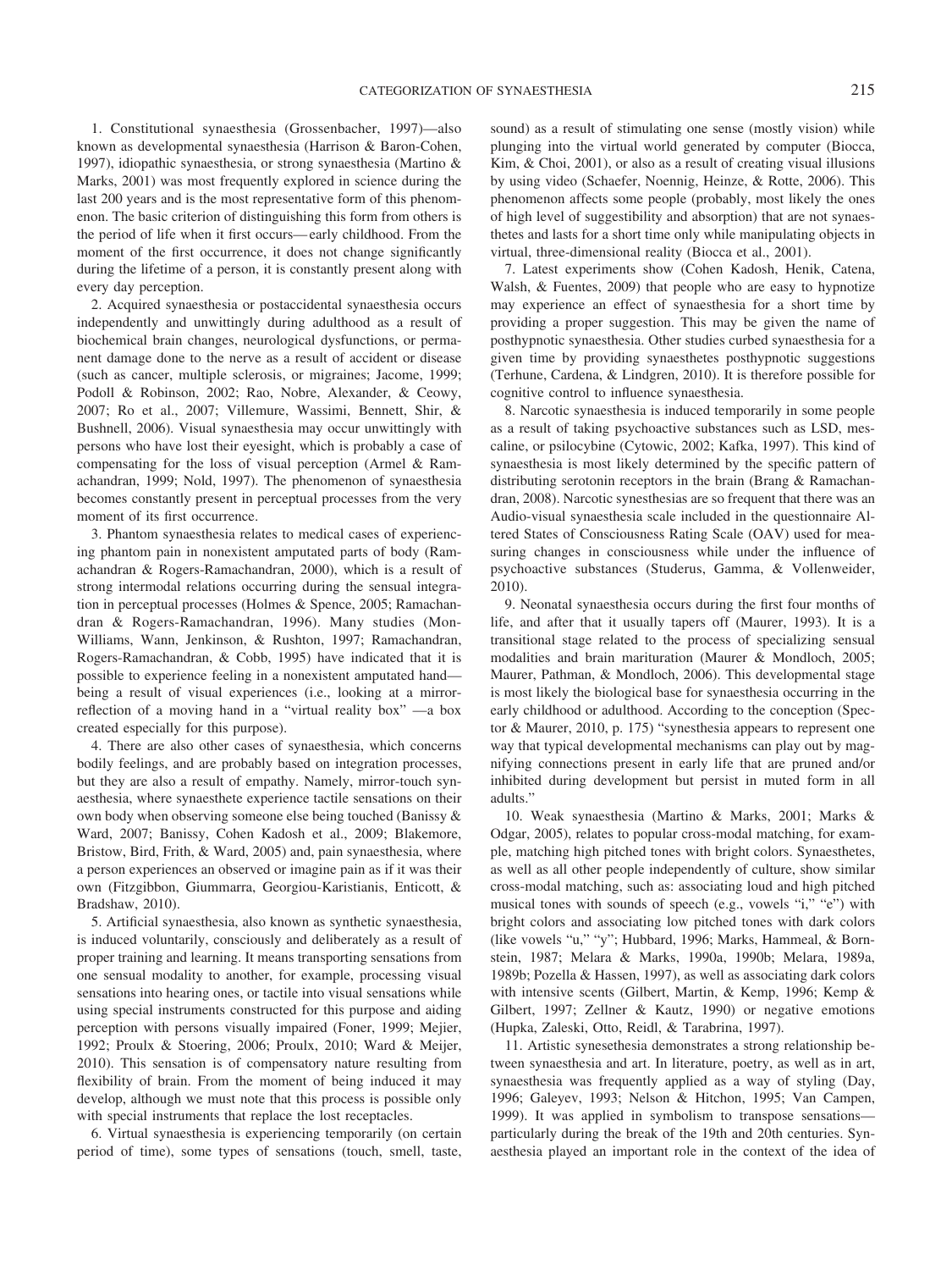1. Constitutional synaesthesia (Grossenbacher, 1997)—also known as developmental synaesthesia (Harrison & Baron-Cohen, 1997), idiopathic synaesthesia, or strong synaesthesia (Martino & Marks, 2001) was most frequently explored in science during the last 200 years and is the most representative form of this phenomenon. The basic criterion of distinguishing this form from others is the period of life when it first occurs—early childhood. From the moment of the first occurrence, it does not change significantly during the lifetime of a person, it is constantly present along with every day perception.

2. Acquired synaesthesia or postaccidental synaesthesia occurs independently and unwittingly during adulthood as a result of biochemical brain changes, neurological dysfunctions, or permanent damage done to the nerve as a result of accident or disease (such as cancer, multiple sclerosis, or migraines; Jacome, 1999; Podoll & Robinson, 2002; Rao, Nobre, Alexander, & Ceowy, 2007; Ro et al., 2007; Villemure, Wassimi, Bennett, Shir, & Bushnell, 2006). Visual synaesthesia may occur unwittingly with persons who have lost their eyesight, which is probably a case of compensating for the loss of visual perception (Armel & Ramachandran, 1999; Nold, 1997). The phenomenon of synaesthesia becomes constantly present in perceptual processes from the very moment of its first occurrence.

3. Phantom synaesthesia relates to medical cases of experiencing phantom pain in nonexistent amputated parts of body (Ramachandran & Rogers-Ramachandran, 2000), which is a result of strong intermodal relations occurring during the sensual integration in perceptual processes (Holmes & Spence, 2005; Ramachandran & Rogers-Ramachandran, 1996). Many studies (Mon-Williams, Wann, Jenkinson, & Rushton, 1997; Ramachandran, Rogers-Ramachandran, & Cobb, 1995) have indicated that it is possible to experience feeling in a nonexistent amputated hand—being a result of visual experiences (i.e., looking at a mirror-reflection of a moving hand in a "virtual reality box" —a box created especially for this purpose).

4. There are also other cases of synaesthesia, which concerns bodily feelings, and are probably based on integration processes, but they are also a result of empathy. Namely, mirror-touch synaesthesia, where synaesthete experience tactile sensations on their own body when observing someone else being touched (Banissy & Ward, 2007; Banissy, Cohen Kadosh et al., 2009; Blakemore, Bristow, Bird, Frith, & Ward, 2005) and, pain synaesthesia, where a person experiences an observed or imagine pain as if it was their own (Fitzgibbon, Giummarra, Georgiou-Karistianis, Enticott, & Bradshaw, 2010).

5. Artificial synaesthesia, also known as synthetic synaesthesia, is induced voluntarily, consciously and deliberately as a result of proper training and learning. It means transporting sensations from one sensual modality to another, for example, processing visual sensations into hearing ones, or tactile into visual sensations while using special instruments constructed for this purpose and aiding perception with persons visually impaired (Foner, 1999; Mejier, 1992; Proulx & Stoering, 2006; Proulx, 2010; Ward & Meijer, 2010). This sensation is of compensatory nature resulting from flexibility of brain. From the moment of being induced it may develop, although we must note that this process is possible only with special instruments that replace the lost receptacles.

6. Virtual synaesthesia is experiencing temporarily (on certain period of time), some types of sensations (touch, smell, taste, sound) as a result of stimulating one sense (mostly vision) while plunging into the virtual world generated by computer (Biocca, Kim, & Choi, 2001), or also as a result of creating visual illusions by using video (Schaefer, Noennig, Heinze, & Rotte, 2006). This phenomenon affects some people (probably, most likely the ones of high level of suggestibility and absorption) that are not synaesthetes and lasts for a short time only while manipulating objects in virtual, three-dimensional reality (Biocca et al., 2001).

7. Latest experiments show (Cohen Kadosh, Henik, Catena, Walsh, & Fuentes, 2009) that people who are easy to hypnotize may experience an effect of synaesthesia for a short time by providing a proper suggestion. This may be given the name of posthypnotic synaesthesia. Other studies curbed synaesthesia for a given time by providing synaesthetes posthypnotic suggestions (Terhune, Cardena, & Lindgren, 2010). It is therefore possible for cognitive control to influence synaesthesia.

8. Narcotic synaesthesia is induced temporarily in some people as a result of taking psychoactive substances such as LSD, mescaline, or psilocybine (Cytowic, 2002; Kafka, 1997). This kind of synaesthesia is most likely determined by the specific pattern of distributing serotonin receptors in the brain (Brang & Ramachandran, 2008). Narcotic synesthesias are so frequent that there was an Audio-visual synaesthesia scale included in the questionnaire Altered States of Consciousness Rating Scale (OAV) used for measuring changes in consciousness while under the influence of psychoactive substances (Studerus, Gamma, & Vollenweider, 2010).

9. Neonatal synaesthesia occurs during the first four months of life, and after that it usually tapers off (Maurer, 1993). It is a transitional stage related to the process of specializing sensual modalities and brain marituration (Maurer & Mondloch, 2005; Maurer, Pathman, & Mondloch, 2006). This developmental stage is most likely the biological base for synaesthesia occurring in the early childhood or adulthood. According to the conception (Spector & Maurer, 2010, p. 175) "synesthesia appears to represent one way that typical developmental mechanisms can play out by magnifying connections present in early life that are pruned and/or inhibited during development but persist in muted form in all adults."

10. Weak synaesthesia (Martino & Marks, 2001; Marks & Odgar, 2005), relates to popular cross-modal matching, for example, matching high pitched tones with bright colors. Synaesthetes, as well as all other people independently of culture, show similar cross-modal matching, such as: associating loud and high pitched musical tones with sounds of speech (e.g., vowels "i," "e") with bright colors and associating low pitched tones with dark colors (like vowels "u," "y"; Hubbard, 1996; Marks, Hammeal, & Bornstein, 1987; Melara & Marks, 1990a, 1990b; Melara, 1989a, 1989b; Pozella & Hassen, 1997), as well as associating dark colors with intensive scents (Gilbert, Martin, & Kemp, 1996; Kemp & Gilbert, 1997; Zellner & Kautz, 1990) or negative emotions (Hupka, Zaleski, Otto, Reidl, & Tarabrina, 1997).

11. Artistic synesthesia demonstrates a strong relationship between synaesthesia and art. In literature, poetry, as well as in art, synaesthesia was frequently applied as a way of styling (Day, 1996; Galeyev, 1993; Nelson & Hitchon, 1995; Van Campen, 1999). It was applied in symbolism to transpose sensations—particularly during the break of the 19th and 20th centuries. Synaesthesia played an important role in the context of the idea of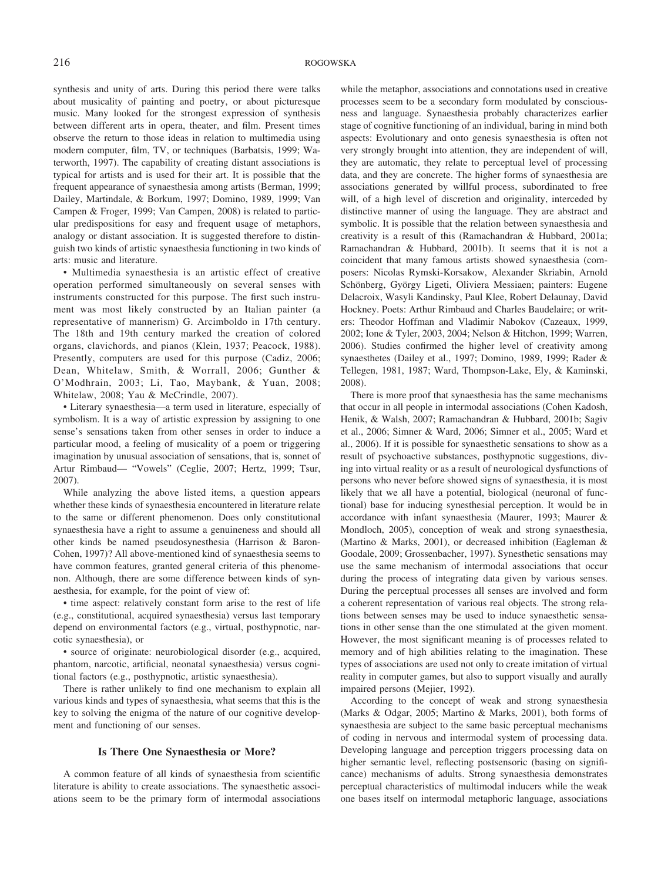synthesis and unity of arts. During this period there were talks about musicality of painting and poetry, or about picturesque music. Many looked for the strongest expression of synthesis between different arts in opera, theater, and film. Present times observe the return to those ideas in relation to multimedia using modern computer, film, TV, or techniques (Barbatsis, 1999; Waterworth, 1997). The capability of creating distant associations is typical for artists and is used for their art. It is possible that the frequent appearance of synaesthesia among artists (Berman, 1999; Dailey, Martindale, & Borkum, 1997; Domino, 1989, 1999; Van Campen & Froger, 1999; Van Campen, 2008) is related to particular predispositions for easy and frequent usage of metaphors, analogy or distant association. It is suggested therefore to distinguish two kinds of artistic synaesthesia functioning in two kinds of arts: music and literature.

• Multimedia synaesthesia is an artistic effect of creative operation performed simultaneously on several senses with instruments constructed for this purpose. The first such instrument was most likely constructed by an Italian painter (a representative of mannerism) G. Arcimboldo in 17th century. The 18th and 19th century marked the creation of colored organs, clavichords, and pianos (Klein, 1937; Peacock, 1988). Presently, computers are used for this purpose (Cadiz, 2006; Dean, Whitelaw, Smith, & Worrall, 2006; Gunther & O'Modhrain, 2003; Li, Tao, Maybank, & Yuan, 2008; Whitelaw, 2008; Yau & McCrindle, 2007).

• Literary synaesthesia—a term used in literature, especially of symbolism. It is a way of artistic expression by assigning to one sense's sensations taken from other senses in order to induce a particular mood, a feeling of musicality of a poem or triggering imagination by unusual association of sensations, that is, sonnet of Artur Rimbaud— "Vowels" (Ceglie, 2007; Hertz, 1999; Tsur, 2007).

While analyzing the above listed items, a question appears whether these kinds of synaesthesia encountered in literature relate to the same or different phenomenon. Does only constitutional synaesthesia have a right to assume a genuineness and should all other kinds be named pseudosynesthesia (Harrison & Baron-Cohen, 1997)? All above-mentioned kind of synaesthesia seems to have common features, granted general criteria of this phenomenon. Although, there are some difference between kinds of synaesthesia, for example, for the point of view of:

• time aspect: relatively constant form arise to the rest of life (e.g., constitutional, acquired synaesthesia) versus last temporary depend on environmental factors (e.g., virtual, posthypnotic, narcotic synaesthesia), or

• source of originate: neurobiological disorder (e.g., acquired, phantom, narcotic, artificial, neonatal synaesthesia) versus cognitional factors (e.g., posthypnotic, artistic synaesthesia).

There is rather unlikely to find one mechanism to explain all various kinds and types of synaesthesia, what seems that this is the key to solving the enigma of the nature of our cognitive development and functioning of our senses.

## Is There One Synaesthesia or More?

A common feature of all kinds of synaesthesia from scientific literature is ability to create associations. The synaesthetic associations seem to be the primary form of intermodal associations while the metaphor, associations and connotations used in creative processes seem to be a secondary form modulated by consciousness and language. Synaesthesia probably characterizes earlier stage of cognitive functioning of an individual, baring in mind both aspects: Evolutionary and onto genesis synaesthesia is often not very strongly brought into attention, they are independent of will, they are automatic, they relate to perceptual level of processing data, and they are concrete. The higher forms of synaesthesia are associations generated by willful process, subordinated to free will, of a high level of discretion and originality, interceded by distinctive manner of using the language. They are abstract and symbolic. It is possible that the relation between synaesthesia and creativity is a result of this (Ramachandran & Hubbard, 2001a; Ramachandran & Hubbard, 2001b). It seems that it is not a coincident that many famous artists showed synaesthesia (composers: Nicolas Rymski-Korsakow, Alexander Skriabin, Arnold Schönberg, György Ligeti, Oliviera Messiaen; painters: Eugene Delacroix, Wasyli Kandinsky, Paul Klee, Robert Delaunay, David Hockney. Poets: Arthur Rimbaud and Charles Baudelaire; or writers: Theodor Hoffman and Vladimir Nabokov (Cazeaux, 1999, 2002; Ione & Tyler, 2003, 2004; Nelson & Hitchon, 1999; Warren, 2006). Studies confirmed the higher level of creativity among synaesthetes (Dailey et al., 1997; Domino, 1989, 1999; Rader & Tellegen, 1981, 1987; Ward, Thompson-Lake, Ely, & Kaminski, 2008).

There is more proof that synaesthesia has the same mechanisms that occur in all people in intermodal associations (Cohen Kadosh, Henik, & Walsh, 2007; Ramachandran & Hubbard, 2001b; Sagiv et al., 2006; Simner & Ward, 2006; Simner et al., 2005; Ward et al., 2006). If it is possible for synaesthetic sensations to show as a result of psychoactive substances, posthypnotic suggestions, diving into virtual reality or as a result of neurological dysfunctions of persons who never before showed signs of synaesthesia, it is most likely that we all have a potential, biological (neuronal of functional) base for inducing synesthesial perception. It would be in accordance with infant synaesthesia (Maurer, 1993; Maurer & Mondloch, 2005), conception of weak and strong synaesthesia, (Martino & Marks, 2001), or decreased inhibition (Eagleman & Goodale, 2009; Grossenbacher, 1997). Synesthetic sensations may use the same mechanism of intermodal associations that occur during the process of integrating data given by various senses. During the perceptual processes all senses are involved and form a coherent representation of various real objects. The strong relations between senses may be used to induce synaesthetic sensations in other sense than the one stimulated at the given moment. However, the most significant meaning is of processes related to memory and of high abilities relating to the imagination. These types of associations are used not only to create imitation of virtual reality in computer games, but also to support visually and aurally impaired persons (Mejier, 1992).

According to the concept of weak and strong synaesthesia (Marks & Odgar, 2005; Martino & Marks, 2001), both forms of synaesthesia are subject to the same basic perceptual mechanisms of coding in nervous and intermodal system of processing data. Developing language and perception triggers processing data on higher semantic level, reflecting postsensoric (basing on significance) mechanisms of adults. Strong synaesthesia demonstrates perceptual characteristics of multimodal inducers while the weak one bases itself on intermodal metaphoric language, associations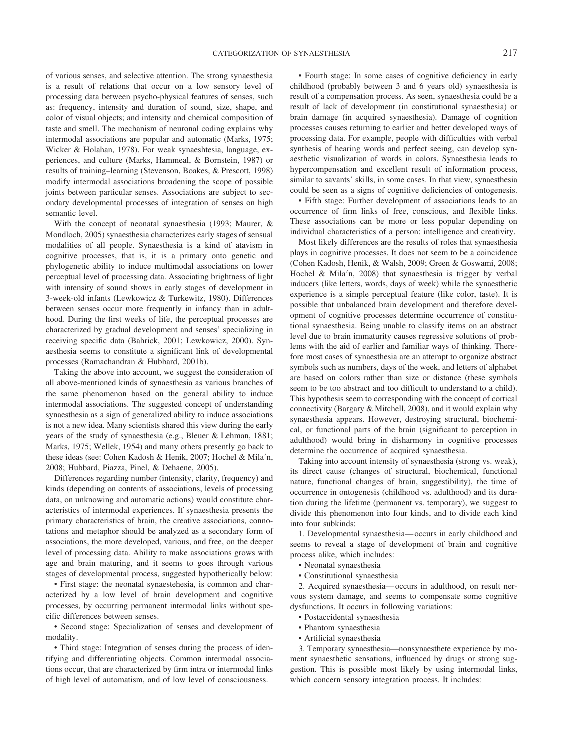of various senses, and selective attention. The strong synaesthesia is a result of relations that occur on a low sensory level of processing data between psycho-physical features of senses, such as: frequency, intensity and duration of sound, size, shape, and color of visual objects; and intensity and chemical composition of taste and smell. The mechanism of neuronal coding explains why intermodal associations are popular and automatic (Marks, 1975; Wicker & Holahan, 1978). For weak synaeshtesia, language, experiences, and culture (Marks, Hammeal, & Bornstein, 1987) or results of training–learning (Stevenson, Boakes, & Prescott, 1998) modify intermodal associations broadening the scope of possible joints between particular senses. Associations are subject to secondary developmental processes of integration of senses on high semantic level.

With the concept of neonatal synaesthesia (1993; Maurer, & Mondloch, 2005) synaesthesia characterizes early stages of sensual modalities of all people. Synaesthesia is a kind of atavism in cognitive processes, that is, it is a primary onto genetic and phylogenetic ability to induce multimodal associations on lower perceptual level of processing data. Associating brightness of light with intensity of sound shows in early stages of development in 3-week-old infants (Lewkowicz & Turkewitz, 1980). Differences between senses occur more frequently in infancy than in adulthood. During the first weeks of life, the perceptual processes are characterized by gradual development and senses' specializing in receiving specific data (Bahrick, 2001; Lewkowicz, 2000). Synaesthesia seems to constitute a significant link of developmental processes (Ramachandran & Hubbard, 2001b).

Taking the above into account, we suggest the consideration of all above-mentioned kinds of synaesthesia as various branches of the same phenomenon based on the general ability to induce intermodal associations. The suggested concept of understanding synaesthesia as a sign of generalized ability to induce associations is not a new idea. Many scientists shared this view during the early years of the study of synaesthesia (e.g., Bleuer & Lehman, 1881; Marks, 1975; Wellek, 1954) and many others presently go back to these ideas (see: Cohen Kadosh & Henik, 2007; Hochel & Mila′n, 2008; Hubbard, Piazza, Pinel, & Dehaene, 2005).

Differences regarding number (intensity, clarity, frequency) and kinds (depending on contents of associations, levels of processing data, on unknowing and automatic actions) would constitute characteristics of intermodal experiences. If synaesthesia presents the primary characteristics of brain, the creative associations, connotations and metaphor should be analyzed as a secondary form of associations, the more developed, various, and free, on the deeper level of processing data. Ability to make associations grows with age and brain maturing, and it seems to goes through various stages of developmental process, suggested hypothetically below:

- First stage: the neonatal synaestehesia, is common and characterized by a low level of brain development and cognitive processes, by occurring permanent intermodal links without specific differences between senses.
- Second stage: Specialization of senses and development of modality.
- Third stage: Integration of senses during the process of identifying and differentiating objects. Common intermodal associations occur, that are characterized by firm intra or intermodal links of high level of automatism, and of low level of consciousness.
- Fourth stage: In some cases of cognitive deficiency in early childhood (probably between 3 and 6 years old) synaesthesia is result of a compensation process. As seen, synaesthesia could be a result of lack of development (in constitutional synaesthesia) or brain damage (in acquired synaesthesia). Damage of cognition processes causes returning to earlier and better developed ways of processing data. For example, people with difficulties with verbal synthesis of hearing words and perfect seeing, can develop synaesthetic visualization of words in colors. Synaesthesia leads to hypercompensation and excellent result of information process, similar to savants' skills, in some cases. In that view, synaesthesia could be seen as a signs of cognitive deficiencies of ontogenesis.
- Fifth stage: Further development of associations leads to an occurrence of firm links of free, conscious, and flexible links. These associations can be more or less popular depending on individual characteristics of a person: intelligence and creativity.

Most likely differences are the results of roles that synaesthesia plays in cognitive processes. It does not seem to be a coincidence (Cohen Kadosh, Henik, & Walsh, 2009; Green & Goswami, 2008; Hochel & Mila′n, 2008) that synaesthesia is trigger by verbal inducers (like letters, words, days of week) while the synaesthetic experience is a simple perceptual feature (like color, taste). It is possible that unbalanced brain development and therefore development of cognitive processes determine occurrence of constitutional synaesthesia. Being unable to classify items on an abstract level due to brain immaturity causes regressive solutions of problems with the aid of earlier and familiar ways of thinking. Therefore most cases of synaesthesia are an attempt to organize abstract symbols such as numbers, days of the week, and letters of alphabet are based on colors rather than size or distance (these symbols seem to be too abstract and too difficult to understand to a child). This hypothesis seem to corresponding with the concept of cortical connectivity (Bargary & Mitchell, 2008), and it would explain why synaesthesia appears. However, destroying structural, biochemical, or functional parts of the brain (significant to perception in adulthood) would bring in disharmony in cognitive processes determine the occurrence of acquired synaesthesia.

Taking into account intensity of synaesthesia (strong vs. weak), its direct cause (changes of structural, biochemical, functional nature, functional changes of brain, suggestibility), the time of occurrence in ontogenesis (childhood vs. adulthood) and its duration during the lifetime (permanent vs. temporary), we suggest to divide this phenomenon into four kinds, and to divide each kind into four subkinds:

1. Developmental synaesthesia—occurs in early childhood and seems to reveal a stage of development of brain and cognitive process alike, which includes:
   - Neonatal synaesthesia
   - Constitutional synaesthesia
2. Acquired synaesthesia—occurs in adulthood, on result nervous system damage, and seems to compensate some cognitive dysfunctions. It occurs in following variations:
   - Postaccidental synaesthesia
   - Phantom synaesthesia
   - Artificial synaesthesia
3. Temporary synaesthesia—nonsynaesthete experience by moment synaesthetic sensations, influenced by drugs or strong suggestion. This is possible most likely by using intermodal links, which concern sensory integration process. It includes: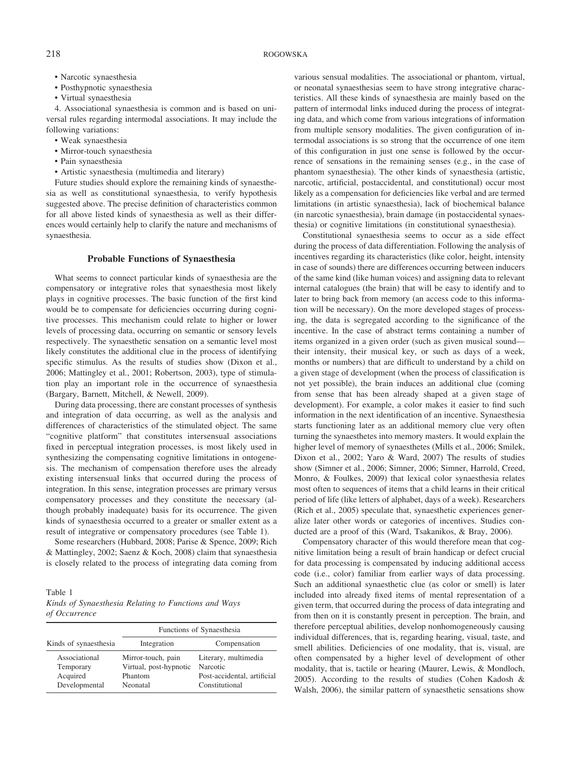- Narcotic synaesthesia
- Posthypnotic synaesthesia
- Virtual synaesthesia

4. Associational synaesthesia is common and is based on universal rules regarding intermodal associations. It may include the following variations:

- Weak synaesthesia
- Mirror-touch synaesthesia
- Pain synaesthesia
- Artistic synaesthesia (multimedia and literary)

Future studies should explore the remaining kinds of synaesthesia as well as constitutional synaesthesia, to verify hypothesis suggested above. The precise definition of characteristics common for all above listed kinds of synaesthesia as well as their differences would certainly help to clarify the nature and mechanisms of synaesthesia.

## Probable Functions of Synaesthesia

What seems to connect particular kinds of synaesthesia are the compensatory or integrative roles that synaesthesia most likely plays in cognitive processes. The basic function of the first kind would be to compensate for deficiencies occurring during cognitive processes. This mechanism could relate to higher or lower levels of processing data, occurring on semantic or sensory levels respectively. The synaesthetic sensation on a semantic level most likely constitutes the additional clue in the process of identifying specific stimulus. As the results of studies show (Dixon et al., 2006; Mattingley et al., 2001; Robertson, 2003), type of stimulation play an important role in the occurrence of synaesthesia (Bargary, Barnett, Mitchell, & Newell, 2009).

During data processing, there are constant processes of synthesis and integration of data occurring, as well as the analysis and differences of characteristics of the stimulated object. The same "cognitive platform" that constitutes intersensual associations fixed in perceptual integration processes, is most likely used in synthesizing the compensating cognitive limitations in ontogenesis. The mechanism of compensation therefore uses the already existing intersensual links that occurred during the process of integration. In this sense, integration processes are primary versus compensatory processes and they constitute the necessary (although probably inadequate) basis for its occurrence. The given kinds of synaesthesia occurred to a greater or smaller extent as a result of integrative or compensatory procedures (see Table 1).

Some researchers (Hubbard, 2008; Parise & Spence, 2009; Rich & Mattingley, 2002; Saenz & Koch, 2008) claim that synaesthesia is closely related to the process of integrating data coming from various sensual modalities. The associational or phantom, virtual, or neonatal synaesthesias seem to have strong integrative characteristics. All these kinds of synaesthesia are mainly based on the pattern of intermodal links induced during the process of integrating data, and which come from various integrations of information from multiple sensory modalities. The given configuration of intermodal associations is so strong that the occurrence of one item of this configuration in just one sense is followed by the occurrence of sensations in the remaining senses (e.g., in the case of phantom synaesthesia). The other kinds of synaesthesia (artistic, narcotic, artificial, postaccidental, and constitutional) occur most likely as a compensation for deficiencies like verbal and are termed limitations (in artistic synaesthesia), lack of biochemical balance (in narcotic synaesthesia), brain damage (in postaccidental synaesthesia) or cognitive limitations (in constitutional synaesthesia).

Table 1
*Kinds of Synaesthesia Relating to Functions and Ways of Occurrence*

| | Functions of Synaesthesia | |
|---|---|---|
| Kinds of synaesthesia | Integration | Compensation |
| Associational | Mirror-touch, pain | Literary, multimedia |
| Temporary | Virtual, post-hypnotic | Narcotic |
| Acquired | Phantom | Post-accidental, artificial |
| Developmental | Neonatal | Constitutional |

Constitutional synaesthesia seems to occur as a side effect during the process of data differentiation. Following the analysis of incentives regarding its characteristics (like color, height, intensity in case of sounds) there are differences occurring between inducers of the same kind (like human voices) and assigning data to relevant internal catalogues (the brain) that will be easy to identify and to later to bring back from memory (an access code to this information will be necessary). On the more developed stages of processing, the data is segregated according to the significance of the incentive. In the case of abstract terms containing a number of items organized in a given order (such as given musical sound—their intensity, their musical key, or such as days of a week, months or numbers) that are difficult to understand by a child on a given stage of development (when the process of classification is not yet possible), the brain induces an additional clue (coming from sense that has been already shaped at a given stage of development). For example, a color makes it easier to find such information in the next identification of an incentive. Synaesthesia starts functioning later as an additional memory clue very often turning the synaesthetes into memory masters. It would explain the higher level of memory of synaesthetes (Mills et al., 2006; Smilek, Dixon et al., 2002; Yaro & Ward, 2007) The results of studies show (Simner et al., 2006; Simner, 2006; Simner, Harrold, Creed, Monro, & Foulkes, 2009) that lexical color synaesthesia relates most often to sequences of items that a child learns in their critical period of life (like letters of alphabet, days of a week). Researchers (Rich et al., 2005) speculate that, synaesthetic experiences generalize later other words or categories of incentives. Studies conducted are a proof of this (Ward, Tsakanikos, & Bray, 2006).

Compensatory character of this would therefore mean that cognitive limitation being a result of brain handicap or defect crucial for data processing is compensated by inducing additional access code (i.e., color) familiar from earlier ways of data processing. Such an additional synaesthetic clue (as color or smell) is later included into already fixed items of mental representation of a given term, that occurred during the process of data integrating and from then on it is constantly present in perception. The brain, and therefore perceptual abilities, develop nonhomogeneously causing individual differences, that is, regarding hearing, visual, taste, and smell abilities. Deficiencies of one modality, that is, visual, are often compensated by a higher level of development of other modality, that is, tactile or hearing (Maurer, Lewis, & Mondloch, 2005). According to the results of studies (Cohen Kadosh & Walsh, 2006), the similar pattern of synaesthetic sensations show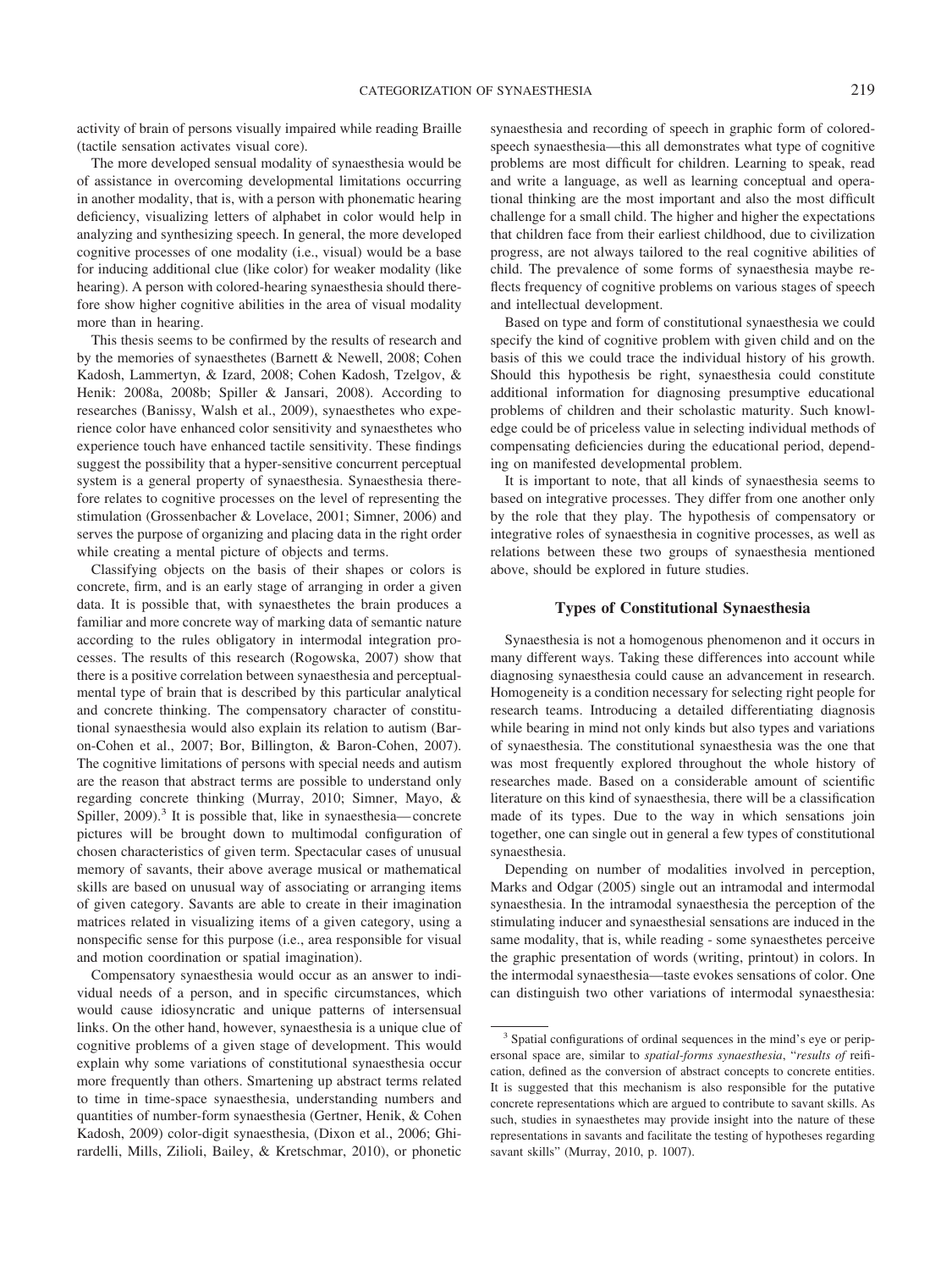activity of brain of persons visually impaired while reading Braille (tactile sensation activates visual core).

The more developed sensual modality of synaesthesia would be of assistance in overcoming developmental limitations occurring in another modality, that is, with a person with phonematic hearing deficiency, visualizing letters of alphabet in color would help in analyzing and synthesizing speech. In general, the more developed cognitive processes of one modality (i.e., visual) would be a base for inducing additional clue (like color) for weaker modality (like hearing). A person with colored-hearing synaesthesia should therefore show higher cognitive abilities in the area of visual modality more than in hearing.

This thesis seems to be confirmed by the results of research and by the memories of synaesthetes (Barnett & Newell, 2008; Cohen Kadosh, Lammertyn, & Izard, 2008; Cohen Kadosh, Tzelgov, & Henik: 2008a, 2008b; Spiller & Jansari, 2008). According to researches (Banissy, Walsh et al., 2009), synaesthetes who experience color have enhanced color sensitivity and synaesthetes who experience touch have enhanced tactile sensitivity. These findings suggest the possibility that a hyper-sensitive concurrent perceptual system is a general property of synaesthesia. Synaesthesia therefore relates to cognitive processes on the level of representing the stimulation (Grossenbacher & Lovelace, 2001; Simner, 2006) and serves the purpose of organizing and placing data in the right order while creating a mental picture of objects and terms.

Classifying objects on the basis of their shapes or colors is concrete, firm, and is an early stage of arranging in order a given data. It is possible that, with synaesthetes the brain produces a familiar and more concrete way of marking data of semantic nature according to the rules obligatory in intermodal integration processes. The results of this research (Rogowska, 2007) show that there is a positive correlation between synaesthesia and perceptual-mental type of brain that is described by this particular analytical and concrete thinking. The compensatory character of constitutional synaesthesia would also explain its relation to autism (Baron-Cohen et al., 2007; Bor, Billington, & Baron-Cohen, 2007). The cognitive limitations of persons with special needs and autism are the reason that abstract terms are possible to understand only regarding concrete thinking (Murray, 2010; Simner, Mayo, & Spiller, 2009).[3] It is possible that, like in synaesthesia—concrete pictures will be brought down to multimodal configuration of chosen characteristics of given term. Spectacular cases of unusual memory of savants, their above average musical or mathematical skills are based on unusual way of associating or arranging items of given category. Savants are able to create in their imagination matrices related in visualizing items of a given category, using a nonspecific sense for this purpose (i.e., area responsible for visual and motion coordination or spatial imagination).

Compensatory synaesthesia would occur as an answer to individual needs of a person, and in specific circumstances, which would cause idiosyncratic and unique patterns of intersensual links. On the other hand, however, synaesthesia is a unique clue of cognitive problems of a given stage of development. This would explain why some variations of constitutional synaesthesia occur more frequently than others. Smartening up abstract terms related to time in time-space synaesthesia, understanding numbers and quantities of number-form synaesthesia (Gertner, Henik, & Cohen Kadosh, 2009) color-digit synaesthesia, (Dixon et al., 2006; Ghirardelli, Mills, Zilioli, Bailey, & Kretschmar, 2010), or phonetic synaesthesia and recording of speech in graphic form of colored-speech synaesthesia—this all demonstrates what type of cognitive problems are most difficult for children. Learning to speak, read and write a language, as well as learning conceptual and operational thinking are the most important and also the most difficult challenge for a small child. The higher and higher the expectations that children face from their earliest childhood, due to civilization progress, are not always tailored to the real cognitive abilities of child. The prevalence of some forms of synaesthesia maybe reflects frequency of cognitive problems on various stages of speech and intellectual development.

Based on type and form of constitutional synaesthesia we could specify the kind of cognitive problem with given child and on the basis of this we could trace the individual history of his growth. Should this hypothesis be right, synaesthesia could constitute additional information for diagnosing presumptive educational problems of children and their scholastic maturity. Such knowledge could be of priceless value in selecting individual methods of compensating deficiencies during the educational period, depending on manifested developmental problem.

It is important to note, that all kinds of synaesthesia seems to based on integrative processes. They differ from one another only by the role that they play. The hypothesis of compensatory or integrative roles of synaesthesia in cognitive processes, as well as relations between these two groups of synaesthesia mentioned above, should be explored in future studies.

## Types of Constitutional Synaesthesia

Synaesthesia is not a homogenous phenomenon and it occurs in many different ways. Taking these differences into account while diagnosing synaesthesia could cause an advancement in research. Homogeneity is a condition necessary for selecting right people for research teams. Introducing a detailed differentiating diagnosis while bearing in mind not only kinds but also types and variations of synaesthesia. The constitutional synaesthesia was the one that was most frequently explored throughout the whole history of researches made. Based on a considerable amount of scientific literature on this kind of synaesthesia, there will be a classification made of its types. Due to the way in which sensations join together, one can single out in general a few types of constitutional synaesthesia.

Depending on number of modalities involved in perception, Marks and Odgar (2005) single out an intramodal and intermodal synaesthesia. In the intramodal synaesthesia the perception of the stimulating inducer and synaesthesial sensations are induced in the same modality, that is, while reading - some synaesthetes perceive the graphic presentation of words (writing, printout) in colors. In the intermodal synaesthesia—taste evokes sensations of color. One can distinguish two other variations of intermodal synaesthesia:

[3] Spatial configurations of ordinal sequences in the mind's eye or peripersonal space are, similar to *spatial-forms synaesthesia*, "*results of* reification, defined as the conversion of abstract concepts to concrete entities. It is suggested that this mechanism is also responsible for the putative concrete representations which are argued to contribute to savant skills. As such, studies in synaesthetes may provide insight into the nature of these representations in savants and facilitate the testing of hypotheses regarding savant skills" (Murray, 2010, p. 1007).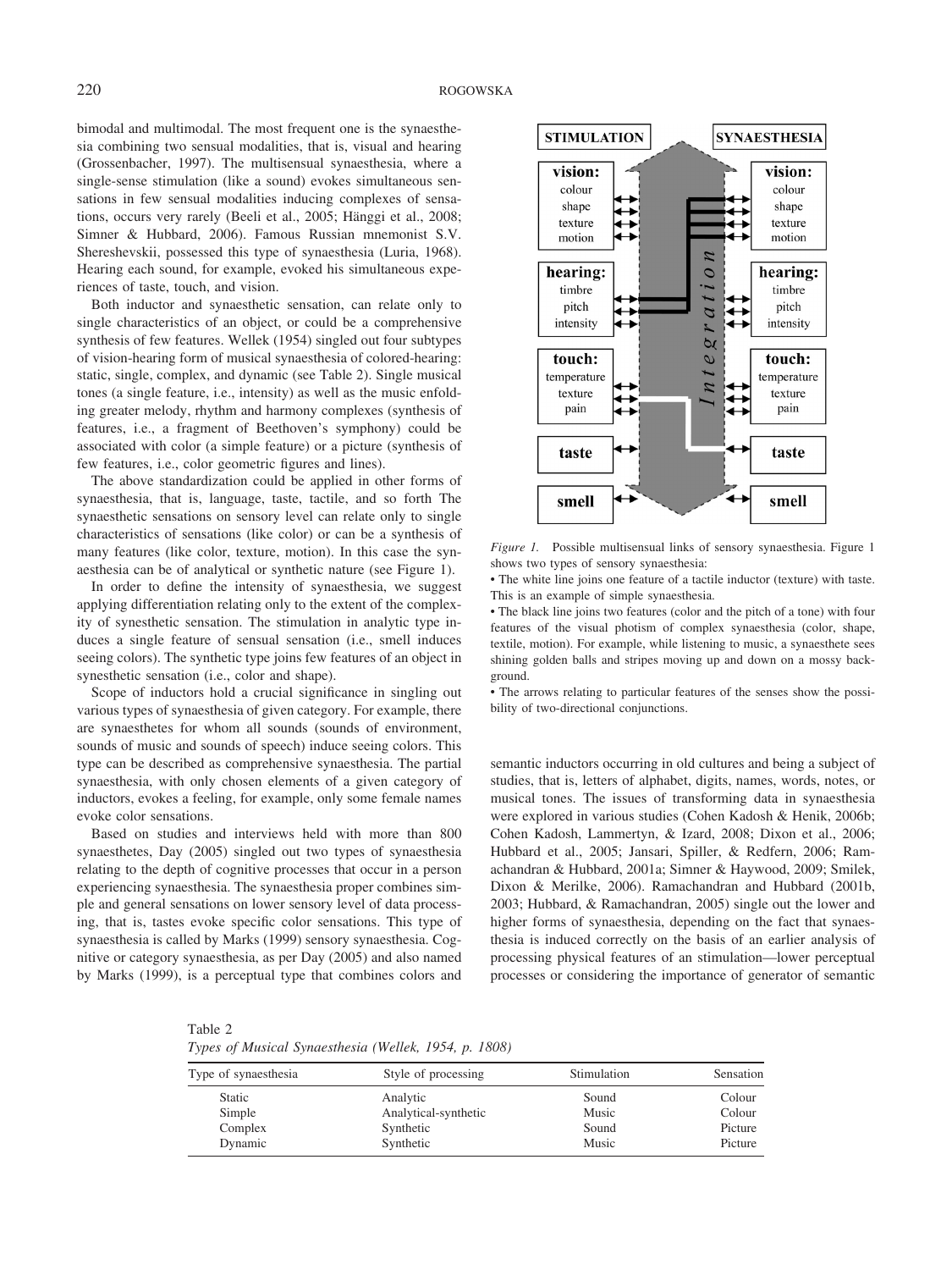bimodal and multimodal. The most frequent one is the synaesthesia combining two sensual modalities, that is, visual and hearing (Grossenbacher, 1997). The multisensual synaesthesia, where a single-sense stimulation (like a sound) evokes simultaneous sensations in few sensual modalities inducing complexes of sensations, occurs very rarely (Beeli et al., 2005; Hänggi et al., 2008; Simner & Hubbard, 2006). Famous Russian mnemonist S.V. Shereshevskii, possessed this type of synaesthesia (Luria, 1968). Hearing each sound, for example, evoked his simultaneous experiences of taste, touch, and vision.

Both inductor and synaesthetic sensation, can relate only to single characteristics of an object, or could be a comprehensive synthesis of few features. Wellek (1954) singled out four subtypes of vision-hearing form of musical synaesthesia of colored-hearing: static, single, complex, and dynamic (see Table 2). Single musical tones (a single feature, i.e., intensity) as well as the music enfolding greater melody, rhythm and harmony complexes (synthesis of features, i.e., a fragment of Beethoven's symphony) could be associated with color (a simple feature) or a picture (synthesis of few features, i.e., color geometric figures and lines).

The above standardization could be applied in other forms of synaesthesia, that is, language, taste, tactile, and so forth The synaesthetic sensations on sensory level can relate only to single characteristics of sensations (like color) or can be a synthesis of many features (like color, texture, motion). In this case the synaesthesia can be of analytical or synthetic nature (see Figure 1).

In order to define the intensity of synaesthesia, we suggest applying differentiation relating only to the extent of the complexity of synesthetic sensation. The stimulation in analytic type induces a single feature of sensual sensation (i.e., smell induces seeing colors). The synthetic type joins few features of an object in synesthetic sensation (i.e., color and shape).

Scope of inductors hold a crucial significance in singling out various types of synaesthesia of given category. For example, there are synaesthetes for whom all sounds (sounds of environment, sounds of music and sounds of speech) induce seeing colors. This type can be described as comprehensive synaesthesia. The partial synaesthesia, with only chosen elements of a given category of inductors, evokes a feeling, for example, only some female names evoke color sensations.

Based on studies and interviews held with more than 800 synaesthetes, Day (2005) singled out two types of synaesthesia relating to the depth of cognitive processes that occur in a person experiencing synaesthesia. The synaesthesia proper combines simple and general sensations on lower sensory level of data processing, that is, tastes evoke specific color sensations. This type of synaesthesia is called by Marks (1999) sensory synaesthesia. Cognitive or category synaesthesia, as per Day (2005) and also named by Marks (1999), is a perceptual type that combines colors and

STIMULATION
SYNAESTHESIA
vision: colour shape texture motion
hearing: timbre pitch intensity
touch: temperature texture pain
taste
smell
Integration
vision: colour shape texture motion
hearing: timbre pitch intensity
touch: temperature texture pain
taste
smell

*Figure 1.* Possible multisensual links of sensory synaesthesia. Figure 1 shows two types of sensory synaesthesia:

• The white line joins one feature of a tactile inductor (texture) with taste. This is an example of simple synaesthesia.

• The black line joins two features (color and the pitch of a tone) with four features of the visual photism of complex synaesthesia (color, shape, textile, motion). For example, while listening to music, a synaesthete sees shining golden balls and stripes moving up and down on a mossy background.

• The arrows relating to particular features of the senses show the possibility of two-directional conjunctions.

semantic inductors occurring in old cultures and being a subject of studies, that is, letters of alphabet, digits, names, words, notes, or musical tones. The issues of transforming data in synaesthesia were explored in various studies (Cohen Kadosh & Henik, 2006b; Cohen Kadosh, Lammertyn, & Izard, 2008; Dixon et al., 2006; Hubbard et al., 2005; Jansari, Spiller, & Redfern, 2006; Ramachandran & Hubbard, 2001a; Simner & Haywood, 2009; Smilek, Dixon & Merilke, 2006). Ramachandran and Hubbard (2001b, 2003; Hubbard, & Ramachandran, 2005) single out the lower and higher forms of synaesthesia, depending on the fact that synaesthesia is induced correctly on the basis of an earlier analysis of processing physical features of an stimulation—lower perceptual processes or considering the importance of generator of semantic

Table 2
*Types of Musical Synaesthesia (Wellek, 1954, p. 1808)*

| Type of synaesthesia | Style of processing | Stimulation | Sensation |
|---|---|---|---|
| Static | Analytic | Sound | Colour |
| Simple | Analytical-synthetic | Music | Colour |
| Complex | Synthetic | Sound | Picture |
| Dynamic | Synthetic | Music | Picture |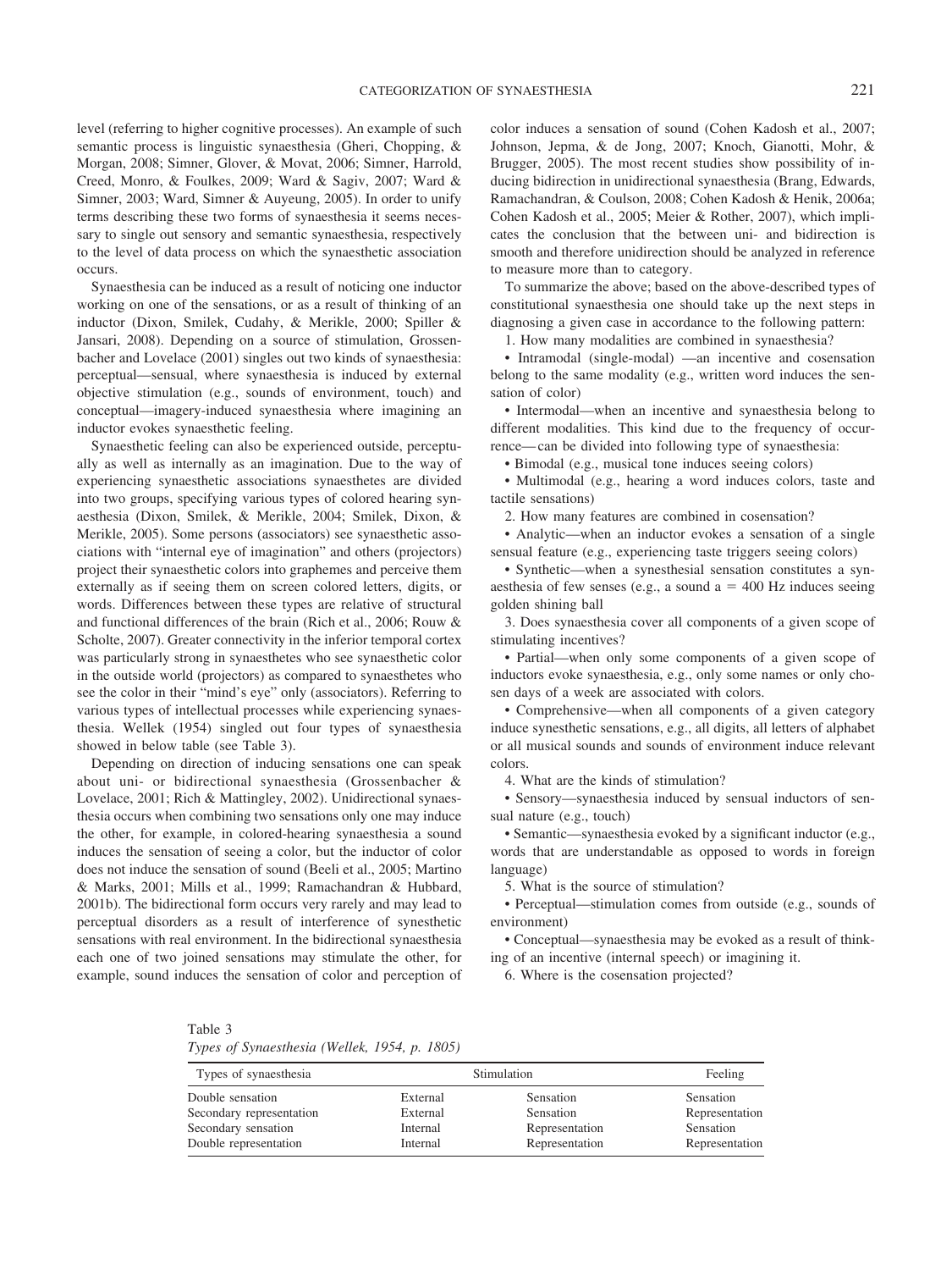level (referring to higher cognitive processes). An example of such semantic process is linguistic synaesthesia (Gheri, Chopping, & Morgan, 2008; Simner, Glover, & Movat, 2006; Simner, Harrold, Creed, Monro, & Foulkes, 2009; Ward & Sagiv, 2007; Ward & Simner, 2003; Ward, Simner & Auyeung, 2005). In order to unify terms describing these two forms of synaesthesia it seems necessary to single out sensory and semantic synaesthesia, respectively to the level of data process on which the synaesthetic association occurs.

Synaesthesia can be induced as a result of noticing one inductor working on one of the sensations, or as a result of thinking of an inductor (Dixon, Smilek, Cudahy, & Merikle, 2000; Spiller & Jansari, 2008). Depending on a source of stimulation, Grossenbacher and Lovelace (2001) singles out two kinds of synaesthesia: perceptual—sensual, where synaesthesia is induced by external objective stimulation (e.g., sounds of environment, touch) and conceptual—imagery-induced synaesthesia where imagining an inductor evokes synaesthetic feeling.

Synaesthetic feeling can also be experienced outside, perceptually as well as internally as an imagination. Due to the way of experiencing synaesthetic associations synaesthetes are divided into two groups, specifying various types of colored hearing synaesthesia (Dixon, Smilek, & Merikle, 2004; Smilek, Dixon, & Merikle, 2005). Some persons (associators) see synaesthetic associations with "internal eye of imagination" and others (projectors) project their synaesthetic colors into graphemes and perceive them externally as if seeing them on screen colored letters, digits, or words. Differences between these types are relative of structural and functional differences of the brain (Rich et al., 2006; Rouw & Scholte, 2007). Greater connectivity in the inferior temporal cortex was particularly strong in synaesthetes who see synaesthetic color in the outside world (projectors) as compared to synaesthetes who see the color in their "mind's eye" only (associators). Referring to various types of intellectual processes while experiencing synaesthesia. Wellek (1954) singled out four types of synaesthesia showed in below table (see Table 3).

Depending on direction of inducing sensations one can speak about uni- or bidirectional synaesthesia (Grossenbacher & Lovelace, 2001; Rich & Mattingley, 2002). Unidirectional synaesthesia occurs when combining two sensations only one may induce the other, for example, in colored-hearing synaesthesia a sound induces the sensation of seeing a color, but the inductor of color does not induce the sensation of sound (Beeli et al., 2005; Martino & Marks, 2001; Mills et al., 1999; Ramachandran & Hubbard, 2001b). The bidirectional form occurs very rarely and may lead to perceptual disorders as a result of interference of synesthetic sensations with real environment. In the bidirectional synaesthesia each one of two joined sensations may stimulate the other, for example, sound induces the sensation of color and perception of color induces a sensation of sound (Cohen Kadosh et al., 2007; Johnson, Jepma, & de Jong, 2007; Knoch, Gianotti, Mohr, & Brugger, 2005). The most recent studies show possibility of inducing bidirection in unidirectional synaesthesia (Brang, Edwards, Ramachandran, & Coulson, 2008; Cohen Kadosh & Henik, 2006a; Cohen Kadosh et al., 2005; Meier & Rother, 2007), which implicates the conclusion that the between uni- and bidirection is smooth and therefore unidirection should be analyzed in reference to measure more than to category.

To summarize the above; based on the above-described types of constitutional synaesthesia one should take up the next steps in diagnosing a given case in accordance to the following pattern:

1. How many modalities are combined in synaesthesia?

• Intramodal (single-modal) —an incentive and cosensation belong to the same modality (e.g., written word induces the sensation of color)

• Intermodal—when an incentive and synaesthesia belong to different modalities. This kind due to the frequency of occurrence—can be divided into following type of synaesthesia:

• Bimodal (e.g., musical tone induces seeing colors)

• Multimodal (e.g., hearing a word induces colors, taste and tactile sensations)

2. How many features are combined in cosensation?

• Analytic—when an inductor evokes a sensation of a single sensual feature (e.g., experiencing taste triggers seeing colors)

• Synthetic—when a synesthesial sensation constitutes a synaesthesia of few senses (e.g., a sound a = 400 Hz induces seeing golden shining ball

3. Does synaesthesia cover all components of a given scope of stimulating incentives?

• Partial—when only some components of a given scope of inductors evoke synaesthesia, e.g., only some names or only chosen days of a week are associated with colors.

• Comprehensive—when all components of a given category induce synesthetic sensations, e.g., all digits, all letters of alphabet or all musical sounds and sounds of environment induce relevant colors.

4. What are the kinds of stimulation?

• Sensory—synaesthesia induced by sensual inductors of sensual nature (e.g., touch)

• Semantic—synaesthesia evoked by a significant inductor (e.g., words that are understandable as opposed to words in foreign language)

5. What is the source of stimulation?

• Perceptual—stimulation comes from outside (e.g., sounds of environment)

• Conceptual—synaesthesia may be evoked as a result of thinking of an incentive (internal speech) or imagining it.

6. Where is the cosensation projected?

Table 3
*Types of Synaesthesia (Wellek, 1954, p. 1805)*

| Types of synaesthesia | Stimulation | | Feeling |
|---|---|---|---|
| Double sensation | External | Sensation | Sensation |
| Secondary representation | External | Sensation | Representation |
| Secondary sensation | Internal | Representation | Sensation |
| Double representation | Internal | Representation | Representation |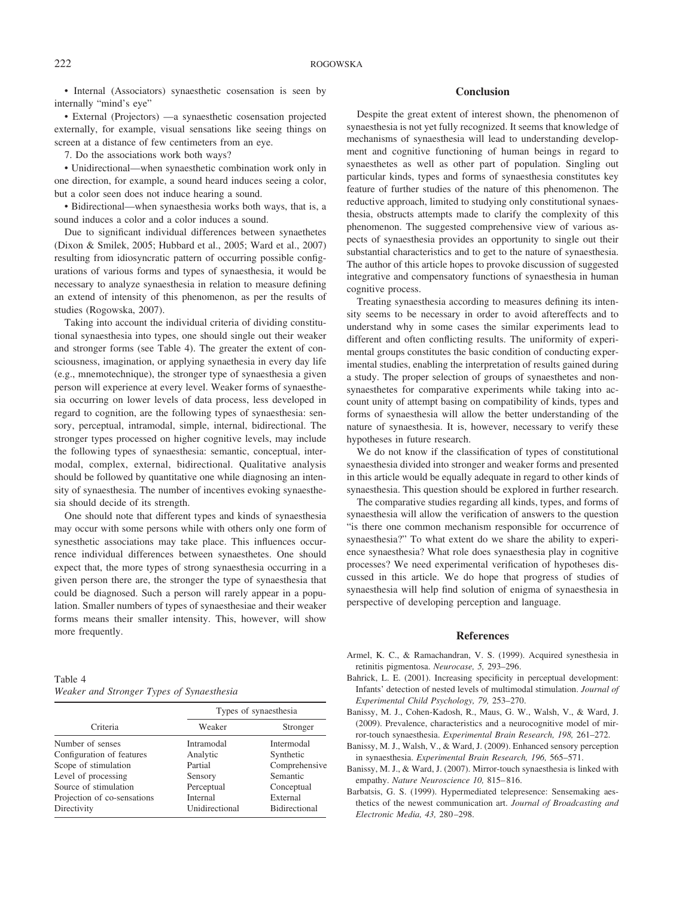• Internal (Associators) synaesthetic cosensation is seen by internally "mind's eye"

• External (Projectors) —a synaesthetic cosensation projected externally, for example, visual sensations like seeing things on screen at a distance of few centimeters from an eye.

7. Do the associations work both ways?

• Unidirectional—when synaesthetic combination work only in one direction, for example, a sound heard induces seeing a color, but a color seen does not induce hearing a sound.

• Bidirectional—when synaesthesia works both ways, that is, a sound induces a color and a color induces a sound.

Due to significant individual differences between synaethetes (Dixon & Smilek, 2005; Hubbard et al., 2005; Ward et al., 2007) resulting from idiosyncratic pattern of occurring possible configurations of various forms and types of synaesthesia, it would be necessary to analyze synaesthesia in relation to measure defining an extend of intensity of this phenomenon, as per the results of studies (Rogowska, 2007).

Taking into account the individual criteria of dividing constitutional synaesthesia into types, one should single out their weaker and stronger forms (see Table 4). The greater the extent of consciousness, imagination, or applying synaethesia in every day life (e.g., mnemotechnique), the stronger type of synaesthesia a given person will experience at every level. Weaker forms of synaesthesia occurring on lower levels of data process, less developed in regard to cognition, are the following types of synaesthesia: sensory, perceptual, intramodal, simple, internal, bidirectional. The stronger types processed on higher cognitive levels, may include the following types of synaesthesia: semantic, conceptual, intermodal, complex, external, bidirectional. Qualitative analysis should be followed by quantitative one while diagnosing an intensity of synaesthesia. The number of incentives evoking synaesthesia should decide of its strength.

One should note that different types and kinds of synaesthesia may occur with some persons while with others only one form of synesthetic associations may take place. This influences occurrence individual differences between synaesthetes. One should expect that, the more types of strong synaesthesia occurring in a given person there are, the stronger the type of synaesthesia that could be diagnosed. Such a person will rarely appear in a population. Smaller numbers of types of synaesthesiae and their weaker forms means their smaller intensity. This, however, will show more frequently.

Table 4
*Weaker and Stronger Types of Synaesthesia*

| Criteria | Types of synaesthesia | |
|---|---|---|
| | Weaker | Stronger |
| Number of senses | Intramodal | Intermodal |
| Configuration of features | Analytic | Synthetic |
| Scope of stimulation | Partial | Comprehensive |
| Level of processing | Sensory | Semantic |
| Source of stimulation | Perceptual | Conceptual |
| Projection of co-sensations | Internal | External |
| Directivity | Unidirectional | Bidirectional |

## Conclusion

Despite the great extent of interest shown, the phenomenon of synaesthesia is not yet fully recognized. It seems that knowledge of mechanisms of synaesthesia will lead to understanding development and cognitive functioning of human beings in regard to synaesthetes as well as other part of population. Singling out particular kinds, types and forms of synaesthesia constitutes key feature of further studies of the nature of this phenomenon. The reductive approach, limited to studying only constitutional synaesthesia, obstructs attempts made to clarify the complexity of this phenomenon. The suggested comprehensive view of various aspects of synaesthesia provides an opportunity to single out their substantial characteristics and to get to the nature of synaesthesia. The author of this article hopes to provoke discussion of suggested integrative and compensatory functions of synaesthesia in human cognitive process.

Treating synaesthesia according to measures defining its intensity seems to be necessary in order to avoid aftereffects and to understand why in some cases the similar experiments lead to different and often conflicting results. The uniformity of experimental groups constitutes the basic condition of conducting experimental studies, enabling the interpretation of results gained during a study. The proper selection of groups of synaesthetes and nonsynaesthetes for comparative experiments while taking into account unity of attempt basing on compatibility of kinds, types and forms of synaesthesia will allow the better understanding of the nature of synaesthesia. It is, however, necessary to verify these hypotheses in future research.

We do not know if the classification of types of constitutional synaesthesia divided into stronger and weaker forms and presented in this article would be equally adequate in regard to other kinds of synaesthesia. This question should be explored in further research.

The comparative studies regarding all kinds, types, and forms of synaesthesia will allow the verification of answers to the question "is there one common mechanism responsible for occurrence of synaesthesia?" To what extent do we share the ability to experience synaesthesia? What role does synaesthesia play in cognitive processes? We need experimental verification of hypotheses discussed in this article. We do hope that progress of studies of synaesthesia will help find solution of enigma of synaesthesia in perspective of developing perception and language.

## References

Armel, K. C., & Ramachandran, V. S. (1999). Acquired synesthesia in retinitis pigmentosa. *Neurocase, 5,* 293–296.

Bahrick, L. E. (2001). Increasing specificity in perceptual development: Infants' detection of nested levels of multimodal stimulation. *Journal of Experimental Child Psychology, 79,* 253–270.

Banissy, M. J., Cohen-Kadosh, R., Maus, G. W., Walsh, V., & Ward, J. (2009). Prevalence, characteristics and a neurocognitive model of mirror-touch synaesthesia. *Experimental Brain Research, 198,* 261–272.

Banissy, M. J., Walsh, V., & Ward, J. (2009). Enhanced sensory perception in synaesthesia. *Experimental Brain Research, 196,* 565–571.

Banissy, M. J., & Ward, J. (2007). Mirror-touch synaesthesia is linked with empathy. *Nature Neuroscience 10,* 815–816.

Barbatsis, G. S. (1999). Hypermediated telepresence: Sensemaking aesthetics of the newest communication art. *Journal of Broadcasting and Electronic Media, 43,* 280–298.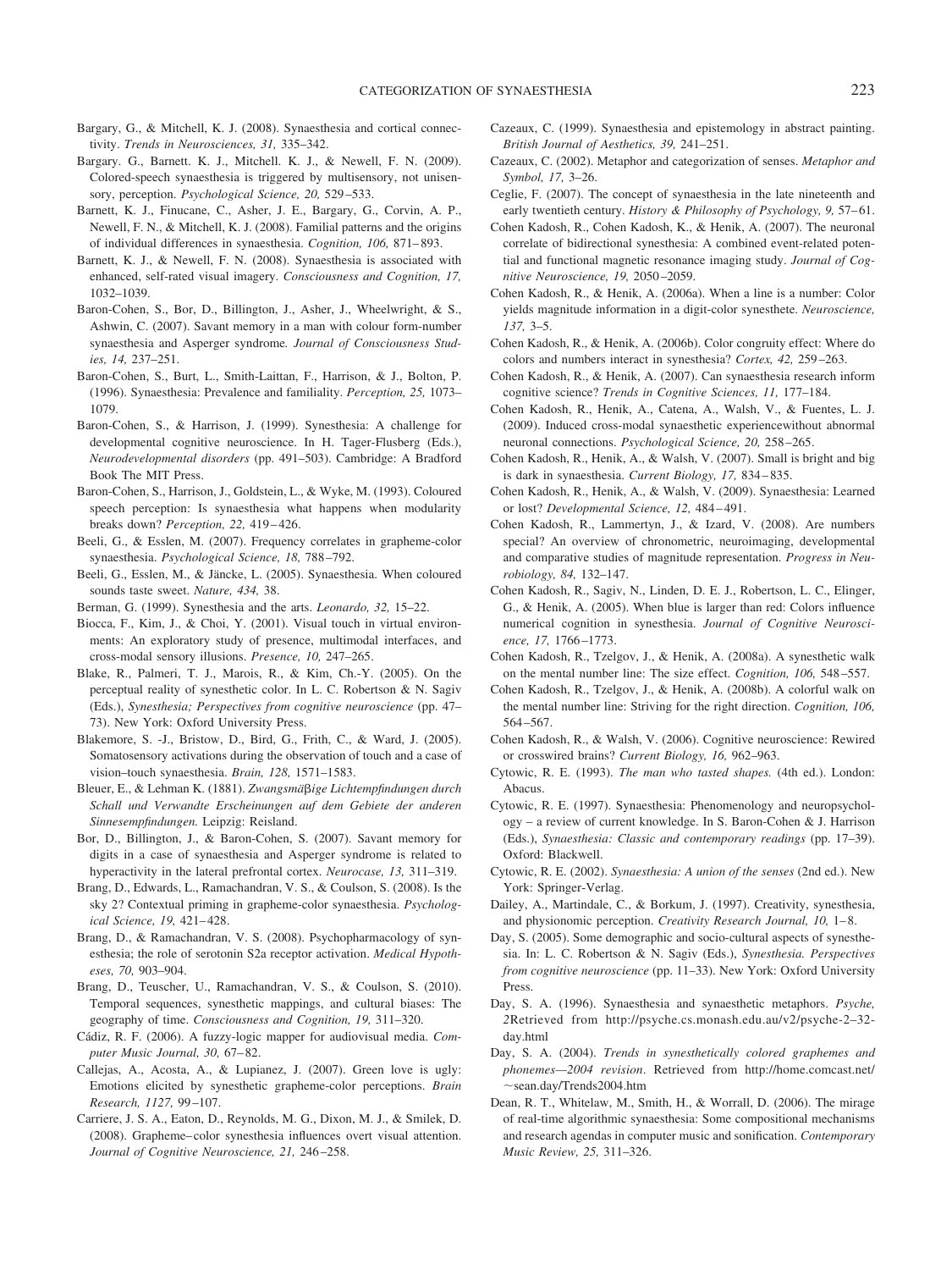Bargary, G., & Mitchell, K. J. (2008). Synaesthesia and cortical connectivity. *Trends in Neurosciences, 31,* 335–342.

Bargary. G., Barnett. K. J., Mitchell. K. J., & Newell, F. N. (2009). Colored-speech synaesthesia is triggered by multisensory, not unisensory, perception. *Psychological Science, 20,* 529–533.

Barnett, K. J., Finucane, C., Asher, J. E., Bargary, G., Corvin, A. P., Newell, F. N., & Mitchell, K. J. (2008). Familial patterns and the origins of individual differences in synaesthesia. *Cognition, 106,* 871–893.

Barnett, K. J., & Newell, F. N. (2008). Synaesthesia is associated with enhanced, self-rated visual imagery. *Consciousness and Cognition, 17,* 1032–1039.

Baron-Cohen, S., Bor, D., Billington, J., Asher, J., Wheelwright, & S., Ashwin, C. (2007). Savant memory in a man with colour form-number synaesthesia and Asperger syndrome. *Journal of Consciousness Studies, 14,* 237–251.

Baron-Cohen, S., Burt, L., Smith-Laittan, F., Harrison, & J., Bolton, P. (1996). Synaesthesia: Prevalence and familiality. *Perception, 25,* 1073–1079.

Baron-Cohen, S., & Harrison, J. (1999). Synesthesia: A challenge for developmental cognitive neuroscience. In H. Tager-Flusberg (Eds.), *Neurodevelopmental disorders* (pp. 491–503). Cambridge: A Bradford Book The MIT Press.

Baron-Cohen, S., Harrison, J., Goldstein, L., & Wyke, M. (1993). Coloured speech perception: Is synaesthesia what happens when modularity breaks down? *Perception, 22,* 419–426.

Beeli, G., & Esslen, M. (2007). Frequency correlates in grapheme-color synaesthesia. *Psychological Science, 18,* 788–792.

Beeli, G., Esslen, M., & Jäncke, L. (2005). Synaesthesia. When coloured sounds taste sweet. *Nature, 434,* 38.

Berman, G. (1999). Synesthesia and the arts. *Leonardo, 32,* 15–22.

Biocca, F., Kim, J., & Choi, Y. (2001). Visual touch in virtual environments: An exploratory study of presence, multimodal interfaces, and cross-modal sensory illusions. *Presence, 10,* 247–265.

Blake, R., Palmeri, T. J., Marois, R., & Kim, Ch.-Y. (2005). On the perceptual reality of synesthetic color. In L. C. Robertson & N. Sagiv (Eds.), *Synesthesia; Perspectives from cognitive neuroscience* (pp. 47–73). New York: Oxford University Press.

Blakemore, S. -J., Bristow, D., Bird, G., Frith, C., & Ward, J. (2005). Somatosensory activations during the observation of touch and a case of vision–touch synaesthesia. *Brain, 128,* 1571–1583.

Bleuer, E., & Lehman K. (1881). *Zwangsmäßige Lichtempfindungen durch Schall und Verwandte Erscheinungen auf dem Gebiete der anderen Sinnesempfindungen.* Leipzig: Reisland.

Bor, D., Billington, J., & Baron-Cohen, S. (2007). Savant memory for digits in a case of synaesthesia and Asperger syndrome is related to hyperactivity in the lateral prefrontal cortex. *Neurocase, 13,* 311–319.

Brang, D., Edwards, L., Ramachandran, V. S., & Coulson, S. (2008). Is the sky 2? Contextual priming in grapheme-color synaesthesia. *Psychological Science, 19,* 421–428.

Brang, D., & Ramachandran, V. S. (2008). Psychopharmacology of synesthesia; the role of serotonin S2a receptor activation. *Medical Hypotheses, 70,* 903–904.

Brang, D., Teuscher, U., Ramachandran, V. S., & Coulson, S. (2010). Temporal sequences, synesthetic mappings, and cultural biases: The geography of time. *Consciousness and Cognition, 19,* 311–320.

Cádiz, R. F. (2006). A fuzzy-logic mapper for audiovisual media. *Computer Music Journal, 30,* 67–82.

Callejas, A., Acosta, A., & Lupianez, J. (2007). Green love is ugly: Emotions elicited by synesthetic grapheme-color perceptions. *Brain Research, 1127,* 99–107.

Carriere, J. S. A., Eaton, D., Reynolds, M. G., Dixon, M. J., & Smilek, D. (2008). Grapheme–color synesthesia influences overt visual attention. *Journal of Cognitive Neuroscience, 21,* 246–258.

Cazeaux, C. (1999). Synaesthesia and epistemology in abstract painting. *British Journal of Aesthetics, 39,* 241–251.

Cazeaux, C. (2002). Metaphor and categorization of senses. *Metaphor and Symbol, 17,* 3–26.

Ceglie, F. (2007). The concept of synaesthesia in the late nineteenth and early twentieth century. *History & Philosophy of Psychology, 9,* 57–61.

Cohen Kadosh, R., Cohen Kadosh, K., & Henik, A. (2007). The neuronal correlate of bidirectional synesthesia: A combined event-related potential and functional magnetic resonance imaging study. *Journal of Cognitive Neuroscience, 19,* 2050–2059.

Cohen Kadosh, R., & Henik, A. (2006a). When a line is a number: Color yields magnitude information in a digit-color synesthete. *Neuroscience, 137,* 3–5.

Cohen Kadosh, R., & Henik, A. (2006b). Color congruity effect: Where do colors and numbers interact in synesthesia? *Cortex, 42,* 259–263.

Cohen Kadosh, R., & Henik, A. (2007). Can synaesthesia research inform cognitive science? *Trends in Cognitive Sciences, 11,* 177–184.

Cohen Kadosh, R., Henik, A., Catena, A., Walsh, V., & Fuentes, L. J. (2009). Induced cross-modal synaesthetic experiencewithout abnormal neuronal connections. *Psychological Science, 20,* 258–265.

Cohen Kadosh, R., Henik, A., & Walsh, V. (2007). Small is bright and big is dark in synaesthesia. *Current Biology, 17,* 834–835.

Cohen Kadosh, R., Henik, A., & Walsh, V. (2009). Synaesthesia: Learned or lost? *Developmental Science, 12,* 484–491.

Cohen Kadosh, R., Lammertyn, J., & Izard, V. (2008). Are numbers special? An overview of chronometric, neuroimaging, developmental and comparative studies of magnitude representation. *Progress in Neurobiology, 84,* 132–147.

Cohen Kadosh, R., Sagiv, N., Linden, D. E. J., Robertson, L. C., Elinger, G., & Henik, A. (2005). When blue is larger than red: Colors influence numerical cognition in synesthesia. *Journal of Cognitive Neuroscience, 17,* 1766–1773.

Cohen Kadosh, R., Tzelgov, J., & Henik, A. (2008a). A synesthetic walk on the mental number line: The size effect. *Cognition, 106,* 548–557.

Cohen Kadosh, R., Tzelgov, J., & Henik, A. (2008b). A colorful walk on the mental number line: Striving for the right direction. *Cognition, 106,* 564–567.

Cohen Kadosh, R., & Walsh, V. (2006). Cognitive neuroscience: Rewired or crosswired brains? *Current Biology, 16,* 962–963.

Cytowic, R. E. (1993). *The man who tasted shapes.* (4th ed.). London: Abacus.

Cytowic, R. E. (1997). Synaesthesia: Phenomenology and neuropsychology – a review of current knowledge. In S. Baron-Cohen & J. Harrison (Eds.), *Synaesthesia: Classic and contemporary readings* (pp. 17–39). Oxford: Blackwell.

Cytowic, R. E. (2002). *Synaesthesia: A union of the senses* (2nd ed.). New York: Springer-Verlag.

Dailey, A., Martindale, C., & Borkum, J. (1997). Creativity, synesthesia, and physionomic perception. *Creativity Research Journal, 10,* 1–8.

Day, S. (2005). Some demographic and socio-cultural aspects of synesthesia. In: L. C. Robertson & N. Sagiv (Eds.), *Synesthesia. Perspectives from cognitive neuroscience* (pp. 11–33). New York: Oxford University Press.

Day, S. A. (1996). Synaesthesia and synaesthetic metaphors. *Psyche, 2*Retrieved from http://psyche.cs.monash.edu.au/v2/psyche-2–32-day.html

Day, S. A. (2004). *Trends in synesthetically colored graphemes and phonemes—2004 revision*. Retrieved from http://home.comcast.net/~sean.day/Trends2004.htm

Dean, R. T., Whitelaw, M., Smith, H., & Worrall, D. (2006). The mirage of real-time algorithmic synaesthesia: Some compositional mechanisms and research agendas in computer music and sonification. *Contemporary Music Review, 25,* 311–326.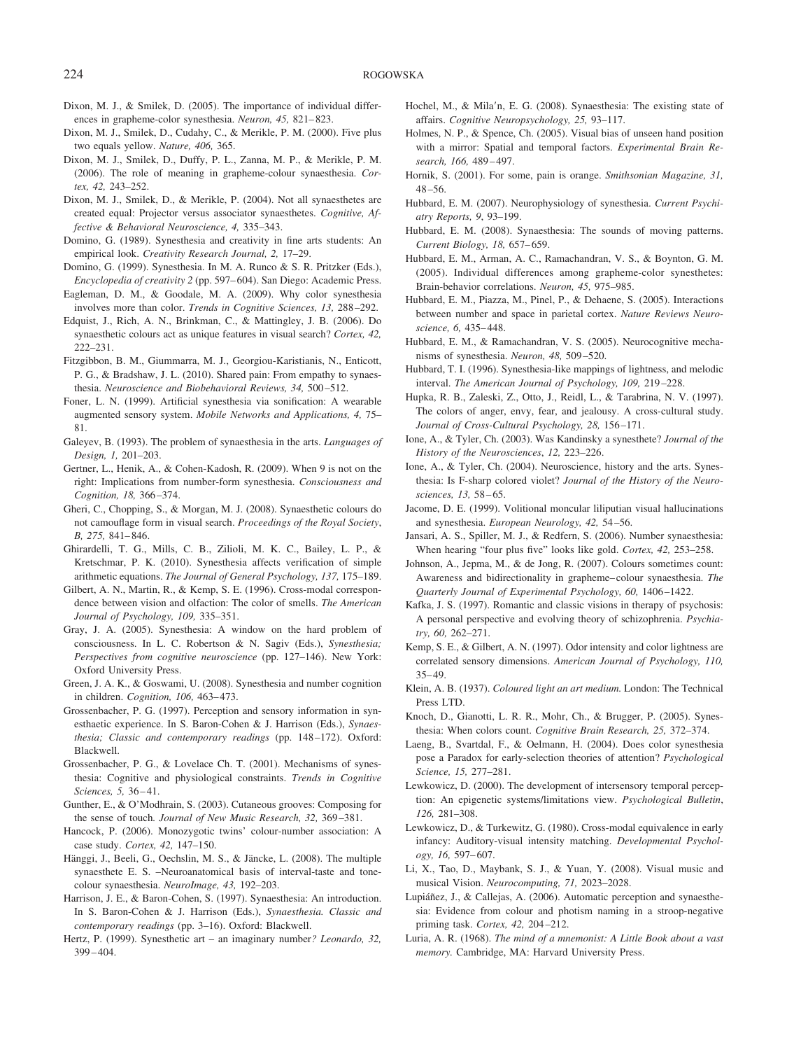Dixon, M. J., & Smilek, D. (2005). The importance of individual differences in grapheme-color synesthesia. *Neuron, 45,* 821–823.

Dixon, M. J., Smilek, D., Cudahy, C., & Merikle, P. M. (2000). Five plus two equals yellow. *Nature, 406,* 365.

Dixon, M. J., Smilek, D., Duffy, P. L., Zanna, M. P., & Merikle, P. M. (2006). The role of meaning in grapheme-colour synaesthesia. *Cortex, 42,* 243–252.

Dixon, M. J., Smilek, D., & Merikle, P. (2004). Not all synaesthetes are created equal: Projector versus associator synaesthetes. *Cognitive, Affective & Behavioral Neuroscience, 4,* 335–343.

Domino, G. (1989). Synesthesia and creativity in fine arts students: An empirical look. *Creativity Research Journal, 2,* 17–29.

Domino, G. (1999). Synesthesia. In M. A. Runco & S. R. Pritzker (Eds.), *Encyclopedia of creativity 2* (pp. 597–604). San Diego: Academic Press.

Eagleman, D. M., & Goodale, M. A. (2009). Why color synesthesia involves more than color. *Trends in Cognitive Sciences, 13,* 288–292.

Edquist, J., Rich, A. N., Brinkman, C., & Mattingley, J. B. (2006). Do synaesthetic colours act as unique features in visual search? *Cortex, 42,* 222–231.

Fitzgibbon, B. M., Giummarra, M. J., Georgiou-Karistianis, N., Enticott, P. G., & Bradshaw, J. L. (2010). Shared pain: From empathy to synaesthesia. *Neuroscience and Biobehavioral Reviews, 34,* 500–512.

Foner, L. N. (1999). Artificial synesthesia via sonification: A wearable augmented sensory system. *Mobile Networks and Applications, 4,* 75–81.

Galeyev, B. (1993). The problem of synaesthesia in the arts. *Languages of Design, 1,* 201–203.

Gertner, L., Henik, A., & Cohen-Kadosh, R. (2009). When 9 is not on the right: Implications from number-form synesthesia. *Consciousness and Cognition, 18,* 366–374.

Gheri, C., Chopping, S., & Morgan, M. J. (2008). Synaesthetic colours do not camouflage form in visual search. *Proceedings of the Royal Society*, *B, 275,* 841–846.

Ghirardelli, T. G., Mills, C. B., Zilioli, M. K. C., Bailey, L. P., & Kretschmar, P. K. (2010). Synesthesia affects verification of simple arithmetic equations. *The Journal of General Psychology, 137,* 175–189.

Gilbert, A. N., Martin, R., & Kemp, S. E. (1996). Cross-modal correspondence between vision and olfaction: The color of smells. *The American Journal of Psychology, 109,* 335–351.

Gray, J. A. (2005). Synesthesia: A window on the hard problem of consciousness. In L. C. Robertson & N. Sagiv (Eds.), *Synesthesia; Perspectives from cognitive neuroscience* (pp. 127–146). New York: Oxford University Press.

Green, J. A. K., & Goswami, U. (2008). Synesthesia and number cognition in children. *Cognition, 106,* 463–473.

Grossenbacher, P. G. (1997). Perception and sensory information in synesthaetic experience. In S. Baron-Cohen & J. Harrison (Eds.), *Synaesthesia; Classic and contemporary readings* (pp. 148–172). Oxford: Blackwell.

Grossenbacher, P. G., & Lovelace Ch. T. (2001). Mechanisms of synesthesia: Cognitive and physiological constraints. *Trends in Cognitive Sciences, 5,* 36–41.

Gunther, E., & O'Modhrain, S. (2003). Cutaneous grooves: Composing for the sense of touch. *Journal of New Music Research, 32,* 369–381.

Hancock, P. (2006). Monozygotic twins' colour-number association: A case study. *Cortex, 42,* 147–150.

Hänggi, J., Beeli, G., Oechslin, M. S., & Jäncke, L. (2008). The multiple synaesthete E. S. –Neuroanatomical basis of interval-taste and tone-colour synaesthesia. *NeuroImage, 43,* 192–203.

Harrison, J. E., & Baron-Cohen, S. (1997). Synaesthesia: An introduction. In S. Baron-Cohen & J. Harrison (Eds.), *Synaesthesia. Classic and contemporary readings* (pp. 3–16). Oxford: Blackwell.

Hertz, P. (1999). Synesthetic art – an imaginary number*? Leonardo, 32,* 399–404.

Hochel, M., & Mila′n, E. G. (2008). Synaesthesia: The existing state of affairs. *Cognitive Neuropsychology, 25,* 93–117.

Holmes, N. P., & Spence, Ch. (2005). Visual bias of unseen hand position with a mirror: Spatial and temporal factors. *Experimental Brain Research, 166,* 489–497.

Hornik, S. (2001). For some, pain is orange. *Smithsonian Magazine, 31,* 48–56.

Hubbard, E. M. (2007). Neurophysiology of synesthesia. *Current Psychiatry Reports, 9*, 93–199.

Hubbard, E. M. (2008). Synaesthesia: The sounds of moving patterns. *Current Biology, 18,* 657–659.

Hubbard, E. M., Arman, A. C., Ramachandran, V. S., & Boynton, G. M. (2005). Individual differences among grapheme-color synesthetes: Brain-behavior correlations. *Neuron, 45,* 975–985.

Hubbard, E. M., Piazza, M., Pinel, P., & Dehaene, S. (2005). Interactions between number and space in parietal cortex. *Nature Reviews Neuroscience, 6,* 435–448.

Hubbard, E. M., & Ramachandran, V. S. (2005). Neurocognitive mechanisms of synesthesia. *Neuron, 48,* 509–520.

Hubbard, T. I. (1996). Synesthesia-like mappings of lightness, and melodic interval. *The American Journal of Psychology, 109,* 219–228.

Hupka, R. B., Zaleski, Z., Otto, J., Reidl, L., & Tarabrina, N. V. (1997). The colors of anger, envy, fear, and jealousy. A cross-cultural study. *Journal of Cross-Cultural Psychology, 28,* 156–171.

Ione, A., & Tyler, Ch. (2003). Was Kandinsky a synesthete? *Journal of the History of the Neurosciences*, *12,* 223–226.

Ione, A., & Tyler, Ch. (2004). Neuroscience, history and the arts. Synesthesia: Is F-sharp colored violet? *Journal of the History of the Neurosciences, 13,* 58–65.

Jacome, D. E. (1999). Volitional moncular liliputian visual hallucinations and synesthesia. *European Neurology, 42,* 54–56.

Jansari, A. S., Spiller, M. J., & Redfern, S. (2006). Number synaesthesia: When hearing "four plus five" looks like gold. *Cortex, 42,* 253–258.

Johnson, A., Jepma, M., & de Jong, R. (2007). Colours sometimes count: Awareness and bidirectionality in grapheme–colour synaesthesia. *The Quarterly Journal of Experimental Psychology, 60,* 1406–1422.

Kafka, J. S. (1997). Romantic and classic visions in therapy of psychosis: A personal perspective and evolving theory of schizophrenia. *Psychiatry, 60,* 262–271.

Kemp, S. E., & Gilbert, A. N. (1997). Odor intensity and color lightness are correlated sensory dimensions. *American Journal of Psychology, 110,* 35–49.

Klein, A. B. (1937). *Coloured light an art medium.* London: The Technical Press LTD.

Knoch, D., Gianotti, L. R. R., Mohr, Ch., & Brugger, P. (2005). Synesthesia: When colors count. *Cognitive Brain Research, 25,* 372–374.

Laeng, B., Svartdal, F., & Oelmann, H. (2004). Does color synesthesia pose a Paradox for early-selection theories of attention? *Psychological Science, 15,* 277–281.

Lewkowicz, D. (2000). The development of intersensory temporal perception: An epigenetic systems/limitations view. *Psychological Bulletin*, *126,* 281–308.

Lewkowicz, D., & Turkewitz, G. (1980). Cross-modal equivalence in early infancy: Auditory-visual intensity matching. *Developmental Psychology, 16,* 597–607.

Li, X., Tao, D., Maybank, S. J., & Yuan, Y. (2008). Visual music and musical Vision. *Neurocomputing, 71,* 2023–2028.

Lupiáñez, J., & Callejas, A. (2006). Automatic perception and synaesthesia: Evidence from colour and photism naming in a stroop-negative priming task. *Cortex, 42,* 204–212.

Luria, A. R. (1968). *The mind of a mnemonist: A Little Book about a vast memory.* Cambridge, MA: Harvard University Press.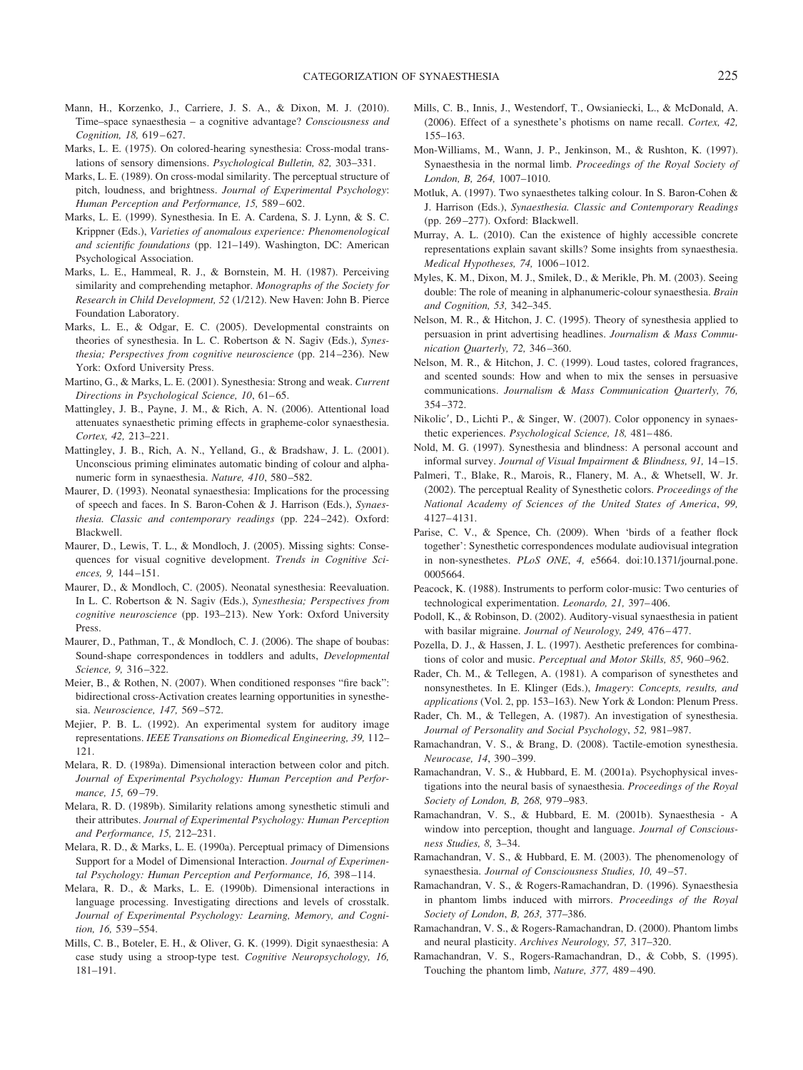Mann, H., Korzenko, J., Carriere, J. S. A., & Dixon, M. J. (2010). Time–space synaesthesia – a cognitive advantage? *Consciousness and Cognition, 18,* 619–627.

Marks, L. E. (1975). On colored-hearing synesthesia: Cross-modal translations of sensory dimensions. *Psychological Bulletin, 82,* 303–331.

Marks, L. E. (1989). On cross-modal similarity. The perceptual structure of pitch, loudness, and brightness. *Journal of Experimental Psychology: Human Perception and Performance, 15,* 589–602.

Marks, L. E. (1999). Synesthesia. In E. A. Cardena, S. J. Lynn, & S. C. Krippner (Eds.), *Varieties of anomalous experience: Phenomenological and scientific foundations* (pp. 121–149). Washington, DC: American Psychological Association.

Marks, L. E., Hammeal, R. J., & Bornstein, M. H. (1987). Perceiving similarity and comprehending metaphor. *Monographs of the Society for Research in Child Development, 52* (1/212). New Haven: John B. Pierce Foundation Laboratory.

Marks, L. E., & Odgar, E. C. (2005). Developmental constraints on theories of synesthesia. In L. C. Robertson & N. Sagiv (Eds.), *Synesthesia; Perspectives from cognitive neuroscience* (pp. 214–236). New York: Oxford University Press.

Martino, G., & Marks, L. E. (2001). Synesthesia: Strong and weak. *Current Directions in Psychological Science, 10,* 61–65.

Mattingley, J. B., Payne, J. M., & Rich, A. N. (2006). Attentional load attenuates synaesthetic priming effects in grapheme-color synaesthesia. *Cortex, 42,* 213–221.

Mattingley, J. B., Rich, A. N., Yelland, G., & Bradshaw, J. L. (2001). Unconscious priming eliminates automatic binding of colour and alphanumeric form in synaesthesia. *Nature, 410,* 580–582.

Maurer, D. (1993). Neonatal synaesthesia: Implications for the processing of speech and faces. In S. Baron-Cohen & J. Harrison (Eds.), *Synaesthesia. Classic and contemporary readings* (pp. 224–242). Oxford: Blackwell.

Maurer, D., Lewis, T. L., & Mondloch, J. (2005). Missing sights: Consequences for visual cognitive development. *Trends in Cognitive Sciences, 9,* 144–151.

Maurer, D., & Mondloch, C. (2005). Neonatal synesthesia: Reevaluation. In L. C. Robertson & N. Sagiv (Eds.), *Synesthesia; Perspectives from cognitive neuroscience* (pp. 193–213). New York: Oxford University Press.

Maurer, D., Pathman, T., & Mondloch, C. J. (2006). The shape of boubas: Sound-shape correspondences in toddlers and adults, *Developmental Science, 9,* 316–322.

Meier, B., & Rothen, N. (2007). When conditioned responses "fire back": bidirectional cross-Activation creates learning opportunities in synesthesia. *Neuroscience, 147,* 569–572.

Mejier, P. B. L. (1992). An experimental system for auditory image representations. *IEEE Transations on Biomedical Engineering, 39,* 112–121.

Melara, R. D. (1989a). Dimensional interaction between color and pitch. *Journal of Experimental Psychology: Human Perception and Performance, 15,* 69–79.

Melara, R. D. (1989b). Similarity relations among synesthetic stimuli and their attributes. *Journal of Experimental Psychology: Human Perception and Performance, 15,* 212–231.

Melara, R. D., & Marks, L. E. (1990a). Perceptual primacy of Dimensions Support for a Model of Dimensional Interaction. *Journal of Experimental Psychology: Human Perception and Performance, 16,* 398–114.

Melara, R. D., & Marks, L. E. (1990b). Dimensional interactions in language processing. Investigating directions and levels of crosstalk. *Journal of Experimental Psychology: Learning, Memory, and Cognition, 16,* 539–554.

Mills, C. B., Boteler, E. H., & Oliver, G. K. (1999). Digit synaesthesia: A case study using a stroop-type test. *Cognitive Neuropsychology, 16,* 181–191.

Mills, C. B., Innis, J., Westendorf, T., Owsianiecki, L., & McDonald, A. (2006). Effect of a synesthete's photisms on name recall. *Cortex, 42,* 155–163.

Mon-Williams, M., Wann, J. P., Jenkinson, M., & Rushton, K. (1997). Synaesthesia in the normal limb. *Proceedings of the Royal Society of London, B, 264,* 1007–1010.

Motluk, A. (1997). Two synaesthetes talking colour. In S. Baron-Cohen & J. Harrison (Eds.), *Synaesthesia. Classic and Contemporary Readings* (pp. 269–277). Oxford: Blackwell.

Murray, A. L. (2010). Can the existence of highly accessible concrete representations explain savant skills? Some insights from synaesthesia. *Medical Hypotheses, 74,* 1006–1012.

Myles, K. M., Dixon, M. J., Smilek, D., & Merikle, Ph. M. (2003). Seeing double: The role of meaning in alphanumeric-colour synaesthesia. *Brain and Cognition, 53,* 342–345.

Nelson, M. R., & Hitchon, J. C. (1995). Theory of synesthesia applied to persuasion in print advertising headlines. *Journalism & Mass Communication Quarterly, 72,* 346–360.

Nelson, M. R., & Hitchon, J. C. (1999). Loud tastes, colored fragrances, and scented sounds: How and when to mix the senses in persuasive communications. *Journalism & Mass Communication Quarterly, 76,* 354–372.

Nikolic′, D., Lichti P., & Singer, W. (2007). Color opponency in synaesthetic experiences. *Psychological Science, 18,* 481–486.

Nold, M. G. (1997). Synesthesia and blindness: A personal account and informal survey. *Journal of Visual Impairment & Blindness, 91,* 14–15.

Palmeri, T., Blake, R., Marois, R., Flanery, M. A., & Whetsell, W. Jr. (2002). The perceptual Reality of Synesthetic colors. *Proceedings of the National Academy of Sciences of the United States of America*, *99,* 4127–4131.

Parise, C. V., & Spence, Ch. (2009). When 'birds of a feather flock together': Synesthetic correspondences modulate audiovisual integration in non-synesthetes. *PLoS ONE*, *4,* e5664. doi:10.1371/journal.pone.0005664.

Peacock, K. (1988). Instruments to perform color-music: Two centuries of technological experimentation. *Leonardo, 21,* 397–406.

Podoll, K., & Robinson, D. (2002). Auditory-visual synaesthesia in patient with basilar migraine. *Journal of Neurology, 249,* 476–477.

Pozella, D. J., & Hassen, J. L. (1997). Aesthetic preferences for combinations of color and music. *Perceptual and Motor Skills, 85,* 960–962.

Rader, Ch. M., & Tellegen, A. (1981). A comparison of synesthetes and nonsynesthetes. In E. Klinger (Eds.), *Imagery*: *Concepts, results, and applications* (Vol. 2, pp. 153–163). New York & London: Plenum Press.

Rader, Ch. M., & Tellegen, A. (1987). An investigation of synesthesia. *Journal of Personality and Social Psychology*, *52,* 981–987.

Ramachandran, V. S., & Brang, D. (2008). Tactile-emotion synesthesia. *Neurocase, 14*, 390–399.

Ramachandran, V. S., & Hubbard, E. M. (2001a). Psychophysical investigations into the neural basis of synaesthesia. *Proceedings of the Royal Society of London, B, 268,* 979–983.

Ramachandran, V. S., & Hubbard, E. M. (2001b). Synaesthesia - A window into perception, thought and language. *Journal of Consciousness Studies, 8,* 3–34.

Ramachandran, V. S., & Hubbard, E. M. (2003). The phenomenology of synaesthesia. *Journal of Consciousness Studies, 10,* 49–57.

Ramachandran, V. S., & Rogers-Ramachandran, D. (1996). Synaesthesia in phantom limbs induced with mirrors. *Proceedings of the Royal Society of London*, *B, 263,* 377–386.

Ramachandran, V. S., & Rogers-Ramachandran, D. (2000). Phantom limbs and neural plasticity. *Archives Neurology, 57,* 317–320.

Ramachandran, V. S., Rogers-Ramachandran, D., & Cobb, S. (1995). Touching the phantom limb, *Nature, 377,* 489–490.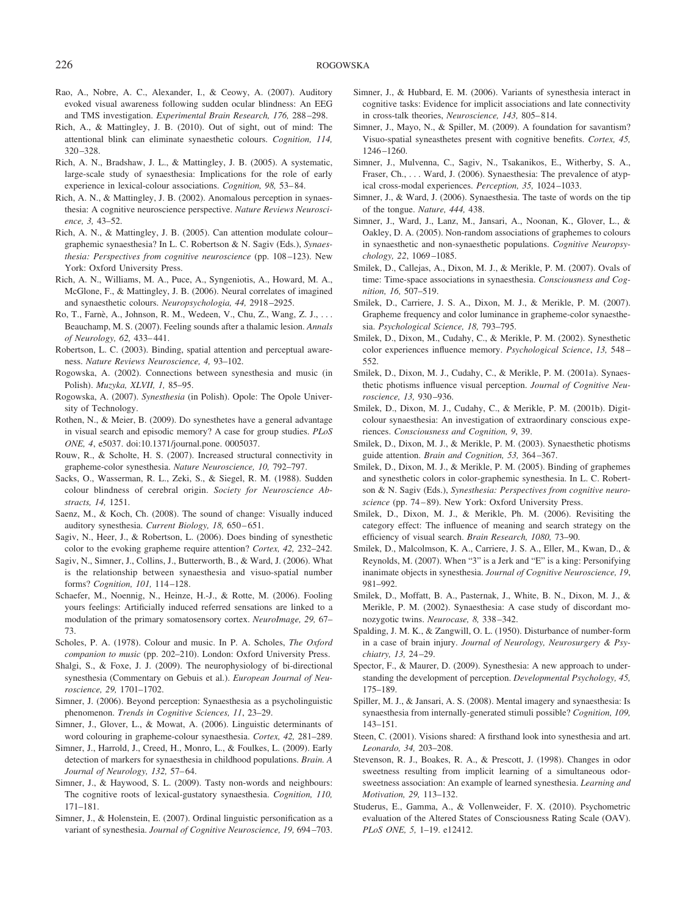Rao, A., Nobre, A. C., Alexander, I., & Ceowy, A. (2007). Auditory evoked visual awareness following sudden ocular blindness: An EEG and TMS investigation. *Experimental Brain Research, 176,* 288–298.

Rich, A., & Mattingley, J. B. (2010). Out of sight, out of mind: The attentional blink can eliminate synaesthetic colours. *Cognition, 114,* 320–328.

Rich, A. N., Bradshaw, J. L., & Mattingley, J. B. (2005). A systematic, large-scale study of synaesthesia: Implications for the role of early experience in lexical-colour associations. *Cognition, 98,* 53–84.

Rich, A. N., & Mattingley, J. B. (2002). Anomalous perception in synaesthesia: A cognitive neuroscience perspective. *Nature Reviews Neuroscience, 3,* 43–52.

Rich, A. N., & Mattingley, J. B. (2005). Can attention modulate colour–graphemic synaesthesia? In L. C. Robertson & N. Sagiv (Eds.), *Synaesthesia: Perspectives from cognitive neuroscience* (pp. 108–123). New York: Oxford University Press.

Rich, A. N., Williams, M. A., Puce, A., Syngeniotis, A., Howard, M. A., McGlone, F., & Mattingley, J. B. (2006). Neural correlates of imagined and synaesthetic colours. *Neuropsychologia, 44,* 2918–2925.

Ro, T., Farnè, A., Johnson, R. M., Wedeen, V., Chu, Z., Wang, Z. J., . . . Beauchamp, M. S. (2007). Feeling sounds after a thalamic lesion. *Annals of Neurology, 62,* 433–441.

Robertson, L. C. (2003). Binding, spatial attention and perceptual awareness. *Nature Reviews Neuroscience, 4,* 93–102.

Rogowska, A. (2002). Connections between synesthesia and music (in Polish). *Muzyka, XLVII, 1,* 85–95.

Rogowska, A. (2007). *Synesthesia* (in Polish). Opole: The Opole University of Technology.

Rothen, N., & Meier, B. (2009). Do synesthetes have a general advantage in visual search and episodic memory? A case for group studies. *PLoS ONE, 4*, e5037. doi:10.1371/journal.pone. 0005037.

Rouw, R., & Scholte, H. S. (2007). Increased structural connectivity in grapheme-color synesthesia. *Nature Neuroscience, 10,* 792–797.

Sacks, O., Wasserman, R. L., Zeki, S., & Siegel, R. M. (1988). Sudden colour blindness of cerebral origin. *Society for Neuroscience Abstracts, 14,* 1251.

Saenz, M., & Koch, Ch. (2008). The sound of change: Visually induced auditory synesthesia. *Current Biology, 18,* 650–651.

Sagiv, N., Heer, J., & Robertson, L. (2006). Does binding of synesthetic color to the evoking grapheme require attention? *Cortex, 42,* 232–242.

Sagiv, N., Simner, J., Collins, J., Butterworth, B., & Ward, J. (2006). What is the relationship between synaesthesia and visuo-spatial number forms? *Cognition, 101,* 114–128.

Schaefer, M., Noennig, N., Heinze, H.-J., & Rotte, M. (2006). Fooling yours feelings: Artificially induced referred sensations are linked to a modulation of the primary somatosensory cortex. *NeuroImage, 29,* 67–73.

Scholes, P. A. (1978). Colour and music. In P. A. Scholes, *The Oxford companion to music* (pp. 202–210). London: Oxford University Press.

Shalgi, S., & Foxe, J. J. (2009). The neurophysiology of bi-directional synesthesia (Commentary on Gebuis et al.). *European Journal of Neuroscience, 29,* 1701–1702.

Simner, J. (2006). Beyond perception: Synaesthesia as a psycholinguistic phenomenon. *Trends in Cognitive Sciences, 11*, 23–29.

Simner, J., Glover, L., & Mowat, A. (2006). Linguistic determinants of word colouring in grapheme-colour synaesthesia. *Cortex, 42,* 281–289.

Simner, J., Harrold, J., Creed, H., Monro, L., & Foulkes, L. (2009). Early detection of markers for synaesthesia in childhood populations. *Brain. A Journal of Neurology, 132,* 57–64.

Simner, J., & Haywood, S. L. (2009). Tasty non-words and neighbours: The cognitive roots of lexical-gustatory synaesthesia. *Cognition, 110,* 171–181.

Simner, J., & Holenstein, E. (2007). Ordinal linguistic personification as a variant of synesthesia. *Journal of Cognitive Neuroscience, 19,* 694–703.

Simner, J., & Hubbard, E. M. (2006). Variants of synesthesia interact in cognitive tasks: Evidence for implicit associations and late connectivity in cross-talk theories, *Neuroscience, 143,* 805–814.

Simner, J., Mayo, N., & Spiller, M. (2009). A foundation for savantism? Visuo-spatial syneasthetes present with cognitive benefits. *Cortex, 45,* 1246–1260.

Simner, J., Mulvenna, C., Sagiv, N., Tsakanikos, E., Witherby, S. A., Fraser, Ch., . . . Ward, J. (2006). Synaesthesia: The prevalence of atypical cross-modal experiences. *Perception, 35,* 1024–1033.

Simner, J., & Ward, J. (2006). Synaesthesia. The taste of words on the tip of the tongue. *Nature, 444,* 438.

Simner, J., Ward, J., Lanz, M., Jansari, A., Noonan, K., Glover, L., & Oakley, D. A. (2005). Non-random associations of graphemes to colours in synaesthetic and non-synaesthetic populations. *Cognitive Neuropsychology, 22*, 1069–1085.

Smilek, D., Callejas, A., Dixon, M. J., & Merikle, P. M. (2007). Ovals of time: Time-space associations in synaesthesia. *Consciousness and Cognition, 16,* 507–519.

Smilek, D., Carriere, J. S. A., Dixon, M. J., & Merikle, P. M. (2007). Grapheme frequency and color luminance in grapheme-color synaesthesia. *Psychological Science, 18,* 793–795.

Smilek, D., Dixon, M., Cudahy, C., & Merikle, P. M. (2002). Synesthetic color experiences influence memory. *Psychological Science*, *13,* 548–552.

Smilek, D., Dixon, M. J., Cudahy, C., & Merikle, P. M. (2001a). Synaesthetic photisms influence visual perception. *Journal of Cognitive Neuroscience, 13,* 930–936.

Smilek, D., Dixon, M. J., Cudahy, C., & Merikle, P. M. (2001b). Digit-colour synaesthesia: An investigation of extraordinary conscious experiences. *Consciousness and Cognition, 9*, 39.

Smilek, D., Dixon, M. J., & Merikle, P. M. (2003). Synaesthetic photisms guide attention. *Brain and Cognition, 53,* 364–367.

Smilek, D., Dixon, M. J., & Merikle, P. M. (2005). Binding of graphemes and synesthetic colors in color-graphemic synesthesia. In L. C. Robertson & N. Sagiv (Eds.), *Synesthesia: Perspectives from cognitive neuroscience* (pp. 74–89). New York: Oxford University Press.

Smilek, D., Dixon, M. J., & Merikle, Ph. M. (2006). Revisiting the category effect: The influence of meaning and search strategy on the efficiency of visual search. *Brain Research, 1080,* 73–90.

Smilek, D., Malcolmson, K. A., Carriere, J. S. A., Eller, M., Kwan, D., & Reynolds, M. (2007). When "3" is a Jerk and "E" is a king: Personifying inanimate objects in synesthesia. *Journal of Cognitive Neuroscience, 19*, 981–992.

Smilek, D., Moffatt, B. A., Pasternak, J., White, B. N., Dixon, M. J., & Merikle, P. M. (2002). Synaesthesia: A case study of discordant monozygotic twins. *Neurocase, 8,* 338–342.

Spalding, J. M. K., & Zangwill, O. L. (1950). Disturbance of number-form in a case of brain injury. *Journal of Neurology, Neurosurgery & Psychiatry, 13,* 24–29.

Spector, F., & Maurer, D. (2009). Synesthesia: A new approach to understanding the development of perception. *Developmental Psychology, 45,* 175–189.

Spiller, M. J., & Jansari, A. S. (2008). Mental imagery and synaesthesia: Is synaesthesia from internally-generated stimuli possible? *Cognition, 109,* 143–151.

Steen, C. (2001). Visions shared: A firsthand look into synesthesia and art. *Leonardo, 34,* 203–208.

Stevenson, R. J., Boakes, R. A., & Prescott, J. (1998). Changes in odor sweetness resulting from implicit learning of a simultaneous odor-sweetness association: An example of learned synesthesia. *Learning and Motivation, 29,* 113–132.

Studerus, E., Gamma, A., & Vollenweider, F. X. (2010). Psychometric evaluation of the Altered States of Consciousness Rating Scale (OAV). *PLoS ONE, 5,* 1–19. e12412.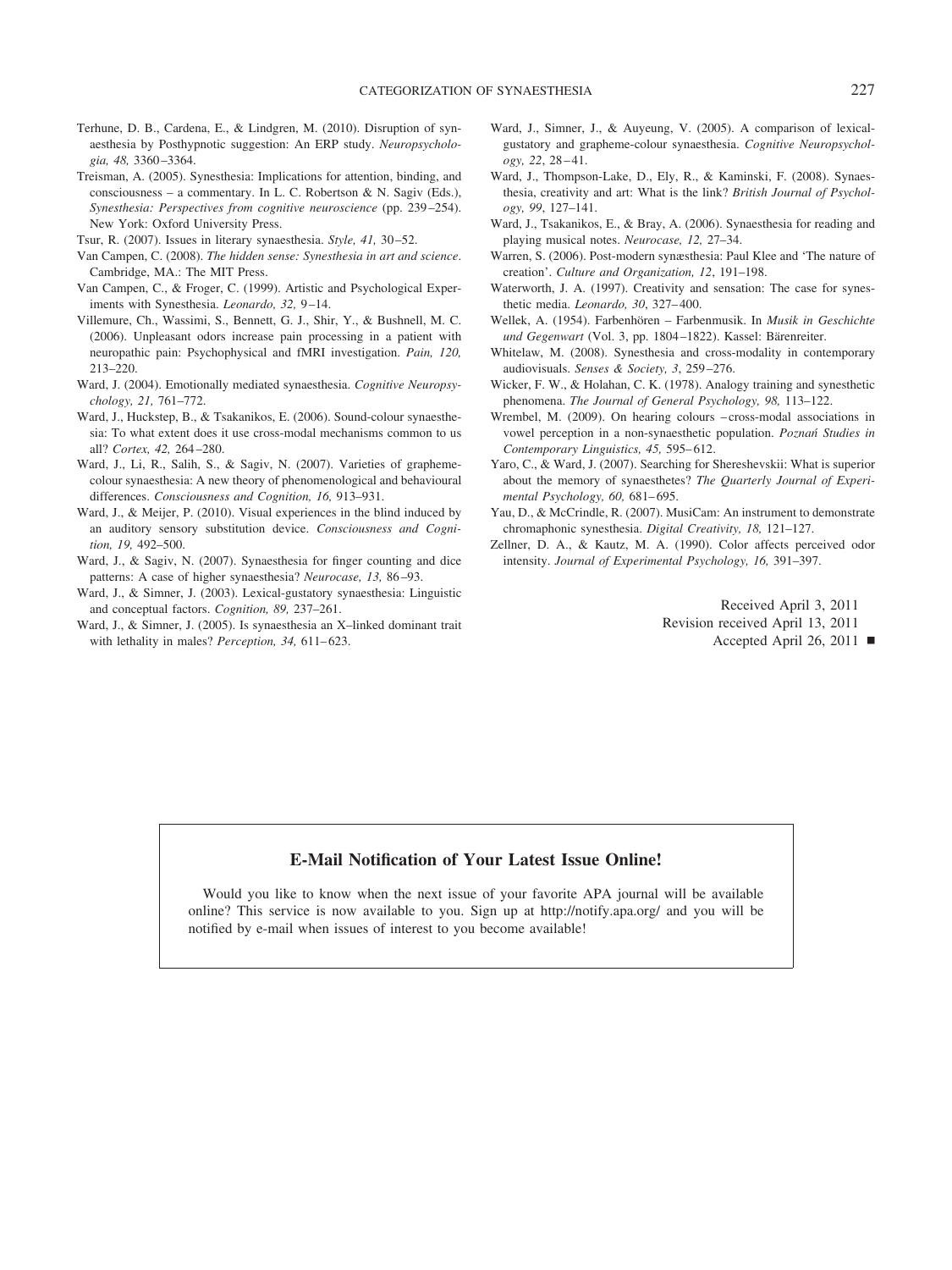Terhune, D. B., Cardena, E., & Lindgren, M. (2010). Disruption of synaesthesia by Posthypnotic suggestion: An ERP study. *Neuropsychologia, 48,* 3360–3364.

Treisman, A. (2005). Synesthesia: Implications for attention, binding, and consciousness – a commentary. In L. C. Robertson & N. Sagiv (Eds.), *Synesthesia: Perspectives from cognitive neuroscience* (pp. 239–254). New York: Oxford University Press.

Tsur, R. (2007). Issues in literary synaesthesia. *Style, 41,* 30–52.

Van Campen, C. (2008). *The hidden sense: Synesthesia in art and science*. Cambridge, MA.: The MIT Press.

Van Campen, C., & Froger, C. (1999). Artistic and Psychological Experiments with Synesthesia. *Leonardo, 32,* 9–14.

Villemure, Ch., Wassimi, S., Bennett, G. J., Shir, Y., & Bushnell, M. C. (2006). Unpleasant odors increase pain processing in a patient with neuropathic pain: Psychophysical and fMRI investigation. *Pain, 120,* 213–220.

Ward, J. (2004). Emotionally mediated synaesthesia. *Cognitive Neuropsychology, 21,* 761–772.

Ward, J., Huckstep, B., & Tsakanikos, E. (2006). Sound-colour synaesthesia: To what extent does it use cross-modal mechanisms common to us all? *Cortex, 42,* 264–280.

Ward, J., Li, R., Salih, S., & Sagiv, N. (2007). Varieties of grapheme-colour synaesthesia: A new theory of phenomenological and behavioural differences. *Consciousness and Cognition, 16,* 913–931.

Ward, J., & Meijer, P. (2010). Visual experiences in the blind induced by an auditory sensory substitution device. *Consciousness and Cognition, 19,* 492–500.

Ward, J., & Sagiv, N. (2007). Synaesthesia for finger counting and dice patterns: A case of higher synaesthesia? *Neurocase, 13,* 86–93.

Ward, J., & Simner, J. (2003). Lexical-gustatory synaesthesia: Linguistic and conceptual factors. *Cognition, 89,* 237–261.

Ward, J., & Simner, J. (2005). Is synaesthesia an X–linked dominant trait with lethality in males? *Perception, 34,* 611–623.

Ward, J., Simner, J., & Auyeung, V. (2005). A comparison of lexical-gustatory and grapheme-colour synaesthesia. *Cognitive Neuropsychology, 22*, 28–41.

Ward, J., Thompson-Lake, D., Ely, R., & Kaminski, F. (2008). Synaesthesia, creativity and art: What is the link? *British Journal of Psychology, 99*, 127–141.

Ward, J., Tsakanikos, E., & Bray, A. (2006). Synaesthesia for reading and playing musical notes. *Neurocase, 12,* 27–34.

Warren, S. (2006). Post-modern synæsthesia: Paul Klee and 'The nature of creation'. *Culture and Organization, 12*, 191–198.

Waterworth, J. A. (1997). Creativity and sensation: The case for synesthetic media. *Leonardo, 30*, 327–400.

Wellek, A. (1954). Farbenhören – Farbenmusik. In *Musik in Geschichte und Gegenwart* (Vol. 3, pp. 1804–1822). Kassel: Bärenreiter.

Whitelaw, M. (2008). Synesthesia and cross-modality in contemporary audiovisuals. *Senses & Society, 3*, 259–276.

Wicker, F. W., & Holahan, C. K. (1978). Analogy training and synesthetic phenomena. *The Journal of General Psychology, 98,* 113–122.

Wrembel, M. (2009). On hearing colours –cross-modal associations in vowel perception in a non-synaesthetic population. *Poznań Studies in Contemporary Linguistics, 45,* 595–612.

Yaro, C., & Ward, J. (2007). Searching for Shereshevskii: What is superior about the memory of synaesthetes? *The Quarterly Journal of Experimental Psychology, 60,* 681–695.

Yau, D., & McCrindle, R. (2007). MusiCam: An instrument to demonstrate chromaphonic synesthesia. *Digital Creativity, 18,* 121–127.

Zellner, D. A., & Kautz, M. A. (1990). Color affects perceived odor intensity. *Journal of Experimental Psychology, 16,* 391–397.

Received April 3, 2011
Revision received April 13, 2011
Accepted April 26, 2011 ■

**E-Mail Notification of Your Latest Issue Online!**

Would you like to know when the next issue of your favorite APA journal will be available online? This service is now available to you. Sign up at http://notify.apa.org/ and you will be notified by e-mail when issues of interest to you become available!